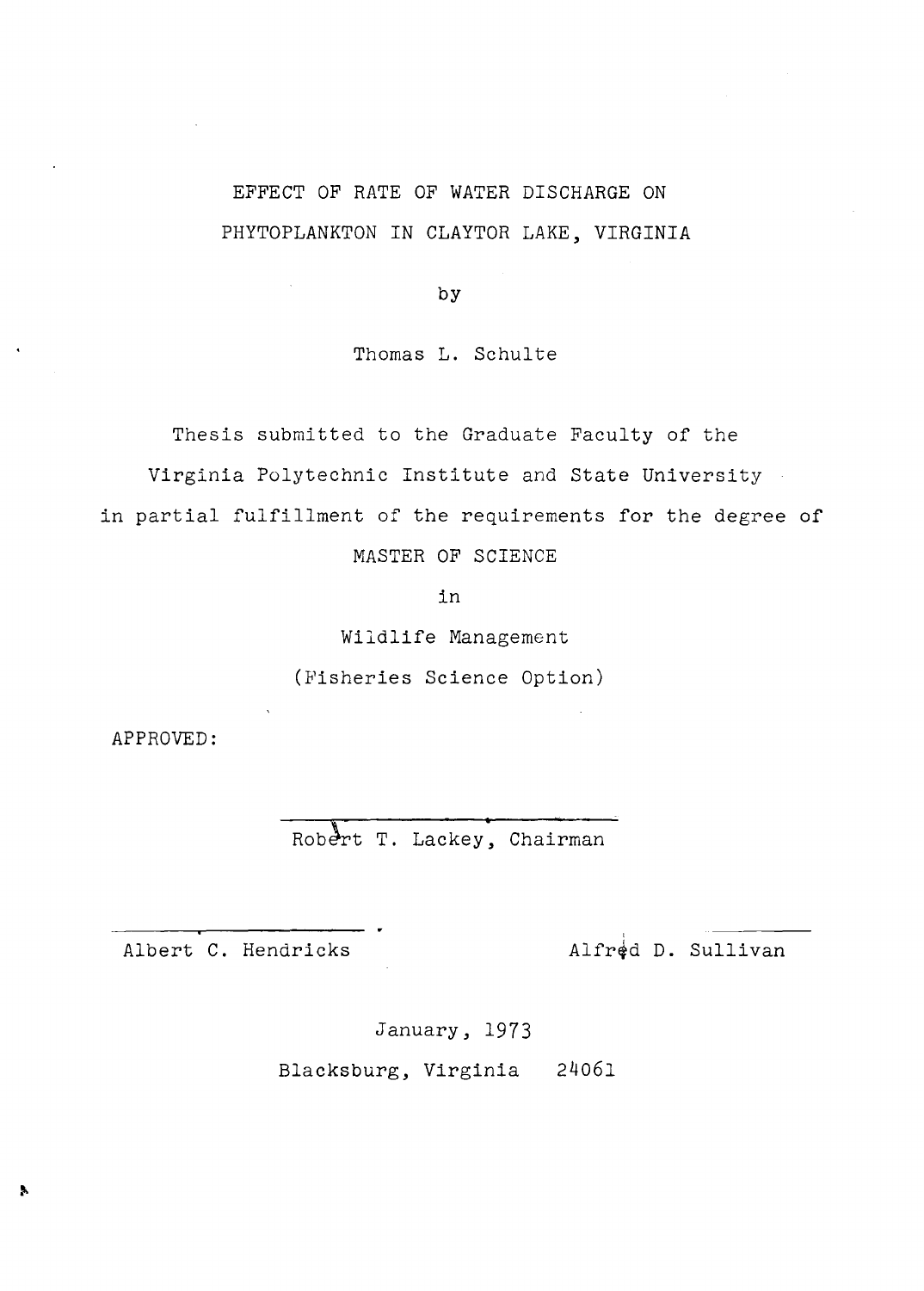# EFFECT OF RATE OF WATER DISCHARGE ON PHYTOPLANKTON IN CLAYTOR LAKE, VIRGINIA

by

Thomas L. Schulte

Thesis submitted to the Graduate Faculty of the

Virginia Polytechnic Institute and State University

in partial fulfillment of the requirements for the degree of

MASTER OF SCIENCE

in

Wildlife Management

(Fisheries Science Option)

APPROVED:

Robert T. Lackey, Chairman

Albert C. Hendricks

Alfred D. Sullivan

January, 1973

Blacksburg, Virginia 24061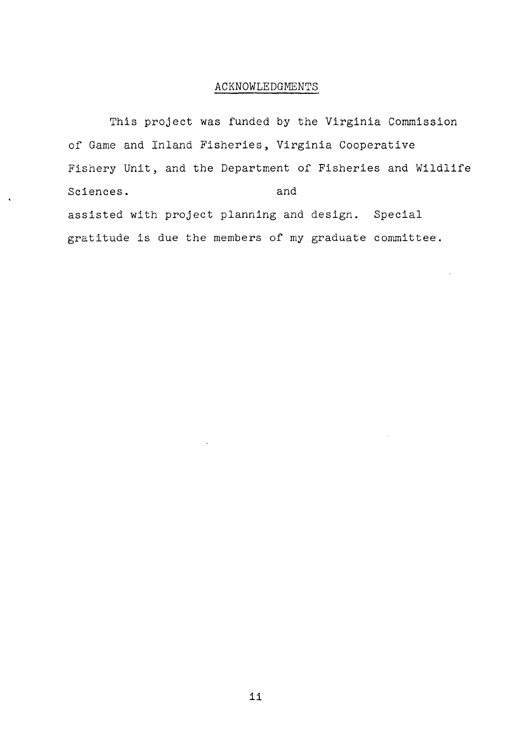## ACKNOWLEDGMENTS

This project was funded by the Virginia Commission of Game and Inland Fisheries, Virginia Cooperative Fishery Unit, and the Department of Fisheries and Wildlife Sciences. and assisted with project planning and design. Special gratitude is due the members of my graduate committee.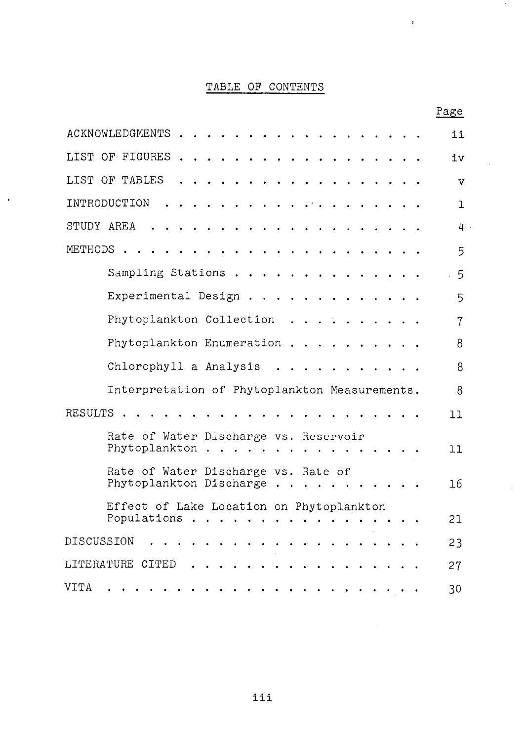# TABLE OF CONTENTS

| | Page |
|---|---|
| ACKNOWLEDGMENTS | ii |
| LIST OF FIGURES | iv |
| LIST OF TABLES | v |
| INTRODUCTION | 1 |
| STUDY AREA | 4 |
| METHODS | 5 |
| Sampling Stations | 5 |
| Experimental Design | 5 |
| Phytoplankton Collection | 7 |
| Phytoplankton Enumeration | 8 |
| Chlorophyll a Analysis | 8 |
| Interpretation of Phytoplankton Measurements | 8 |
| RESULTS | 11 |
| Rate of Water Discharge vs. Reservoir Phytoplankton | 11 |
| Rate of Water Discharge vs. Rate of Phytoplankton Discharge | 16 |
| Effect of Lake Location on Phytoplankton Populations | 21 |
| DISCUSSION | 23 |
| LITERATURE CITED | 27 |
| VITA | 30 |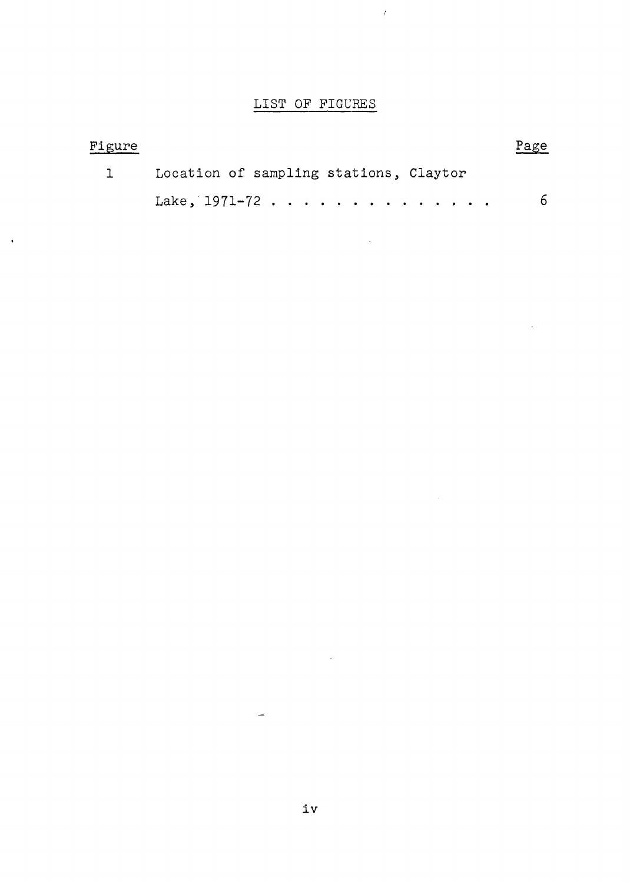## LIST OF FIGURES

| Figure | | Page |
|---|---|---|
| 1 | Location of sampling stations, Claytor Lake, 1971-72 . . . . . . . . . . . . . . | 6 |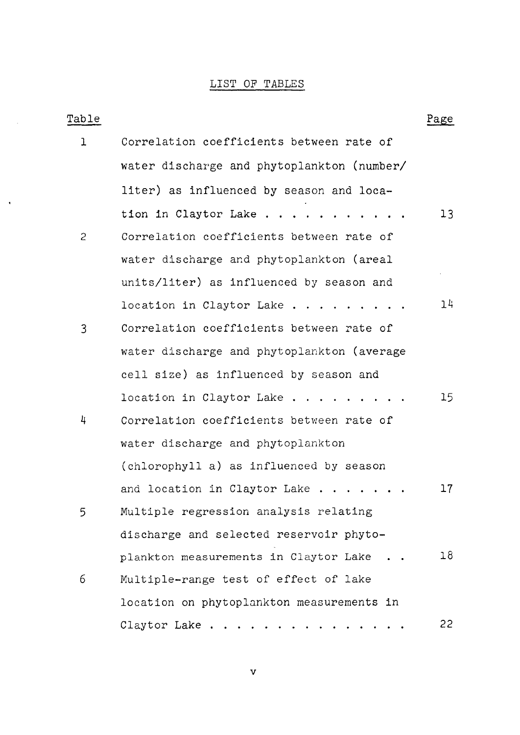# LIST OF TABLES

| Table | | Page |
|---|---|---|
| 1 | Correlation coefficients between rate of water discharge and phytoplankton (number/liter) as influenced by season and location in Claytor Lake | 13 |
| 2 | Correlation coefficients between rate of water discharge and phytoplankton (areal units/liter) as influenced by season and location in Claytor Lake | 14 |
| 3 | Correlation coefficients between rate of water discharge and phytoplankton (average cell size) as influenced by season and location in Claytor Lake | 15 |
| 4 | Correlation coefficients between rate of water discharge and phytoplankton (chlorophyll a) as influenced by season and location in Claytor Lake | 17 |
| 5 | Multiple regression analysis relating discharge and selected reservoir phytoplankton measurements in Claytor Lake | 18 |
| 6 | Multiple-range test of effect of lake location on phytoplankton measurements in Claytor Lake | 22 |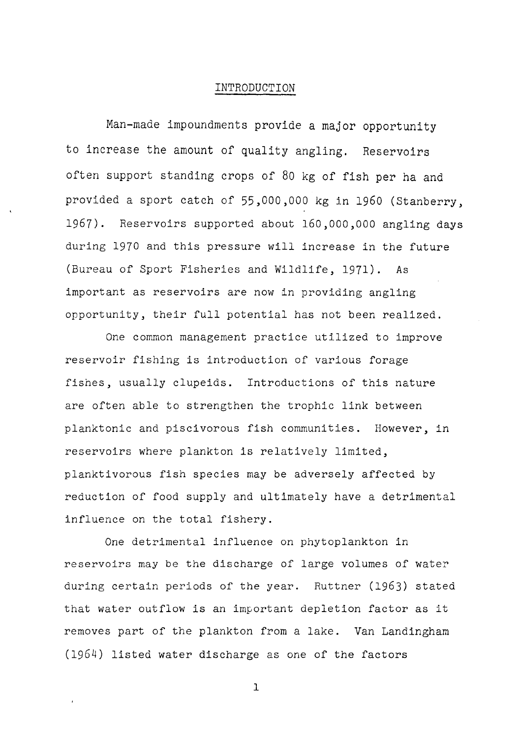# INTRODUCTION

Man-made impoundments provide a major opportunity to increase the amount of quality angling. Reservoirs often support standing crops of 80 kg of fish per ha and provided a sport catch of 55,000,000 kg in 1960 (Stanberry, 1967). Reservoirs supported about 160,000,000 angling days during 1970 and this pressure will increase in the future (Bureau of Sport Fisheries and Wildlife, 1971). As important as reservoirs are now in providing angling opportunity, their full potential has not been realized.

One common management practice utilized to improve reservoir fishing is introduction of various forage fishes, usually clupeids. Introductions of this nature are often able to strengthen the trophic link between planktonic and piscivorous fish communities. However, in reservoirs where plankton is relatively limited, planktivorous fish species may be adversely affected by reduction of food supply and ultimately have a detrimental influence on the total fishery.

One detrimental influence on phytoplankton in reservoirs may be the discharge of large volumes of water during certain periods of the year. Ruttner (1963) stated that water outflow is an important depletion factor as it removes part of the plankton from a lake. Van Landingham (1964) listed water discharge as one of the factors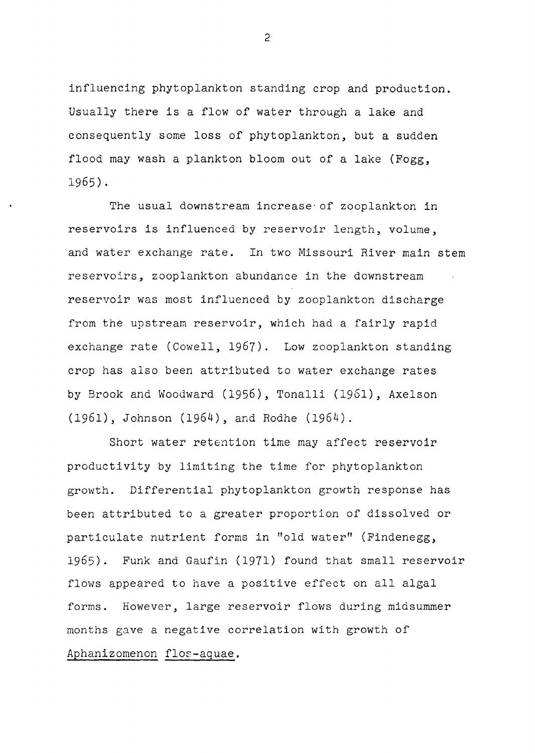influencing phytoplankton standing crop and production. Usually there is a flow of water through a lake and consequently some loss of phytoplankton, but a sudden flood may wash a plankton bloom out of a lake (Fogg, 1965).

The usual downstream increase of zooplankton in reservoirs is influenced by reservoir length, volume, and water exchange rate. In two Missouri River main stem reservoirs, zooplankton abundance in the downstream reservoir was most influenced by zooplankton discharge from the upstream reservoir, which had a fairly rapid exchange rate (Cowell, 1967). Low zooplankton standing crop has also been attributed to water exchange rates by Brook and Woodward (1956), Tonalli (1961), Axelson (1961), Johnson (1964), and Rodhe (1964).

Short water retention time may affect reservoir productivity by limiting the time for phytoplankton growth. Differential phytoplankton growth response has been attributed to a greater proportion of dissolved or particulate nutrient forms in "old water" (Findenegg, 1965). Funk and Gaufin (1971) found that small reservoir flows appeared to have a positive effect on all algal forms. However, large reservoir flows during midsummer months gave a negative correlation with growth of *Aphanizomenon flos-aquae*.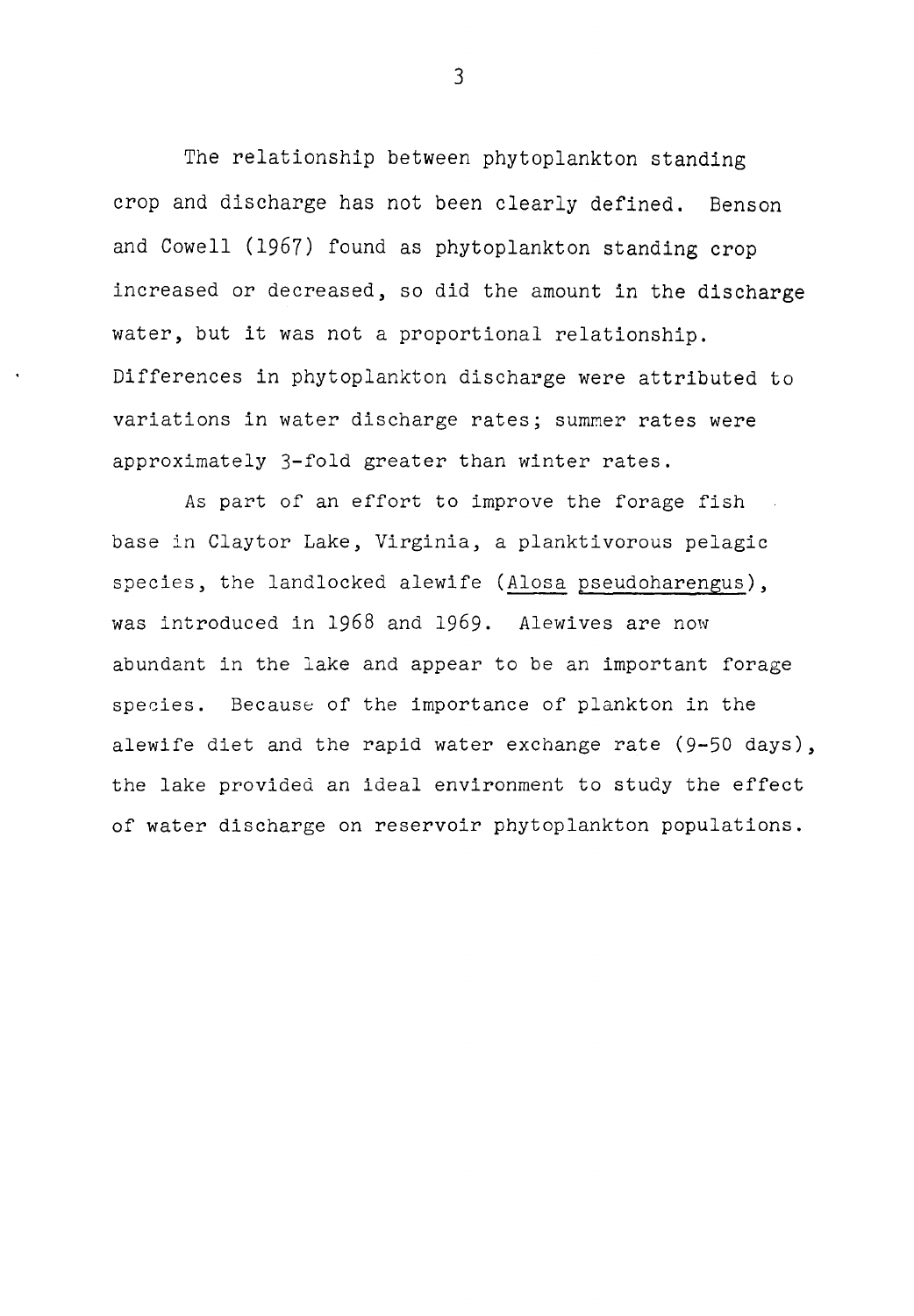The relationship between phytoplankton standing crop and discharge has not been clearly defined. Benson and Cowell (1967) found as phytoplankton standing crop increased or decreased, so did the amount in the discharge water, but it was not a proportional relationship. Differences in phytoplankton discharge were attributed to variations in water discharge rates; summer rates were approximately 3-fold greater than winter rates.

As part of an effort to improve the forage fish base in Claytor Lake, Virginia, a planktivorous pelagic species, the landlocked alewife (*Alosa pseudoharengus*), was introduced in 1968 and 1969. Alewives are now abundant in the lake and appear to be an important forage species. Because of the importance of plankton in the alewife diet and the rapid water exchange rate (9-50 days), the lake provided an ideal environment to study the effect of water discharge on reservoir phytoplankton populations.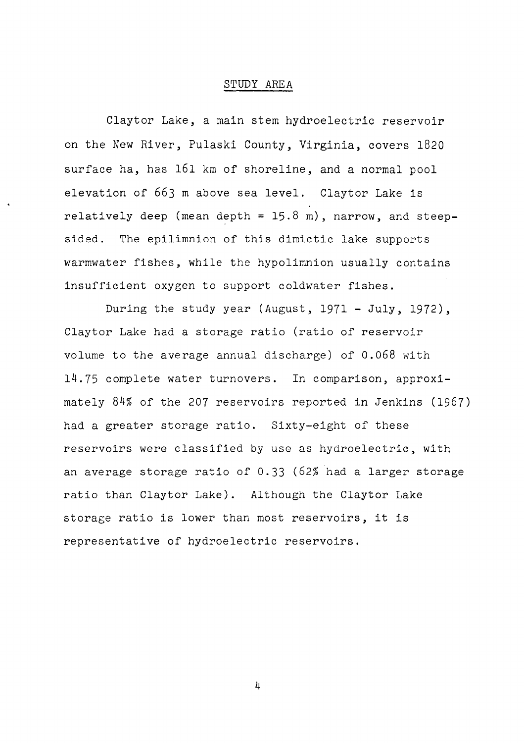# STUDY AREA

Claytor Lake, a main stem hydroelectric reservoir on the New River, Pulaski County, Virginia, covers 1820 surface ha, has 161 km of shoreline, and a normal pool elevation of 663 m above sea level. Claytor Lake is relatively deep (mean depth = 15.8 m), narrow, and steep-sided. The epilimnion of this dimictic lake supports warmwater fishes, while the hypolimnion usually contains insufficient oxygen to support coldwater fishes.

During the study year (August, 1971 - July, 1972), Claytor Lake had a storage ratio (ratio of reservoir volume to the average annual discharge) of 0.068 with 14.75 complete water turnovers. In comparison, approximately 84% of the 207 reservoirs reported in Jenkins (1967) had a greater storage ratio. Sixty-eight of these reservoirs were classified by use as hydroelectric, with an average storage ratio of 0.33 (62% had a larger storage ratio than Claytor Lake). Although the Claytor Lake storage ratio is lower than most reservoirs, it is representative of hydroelectric reservoirs.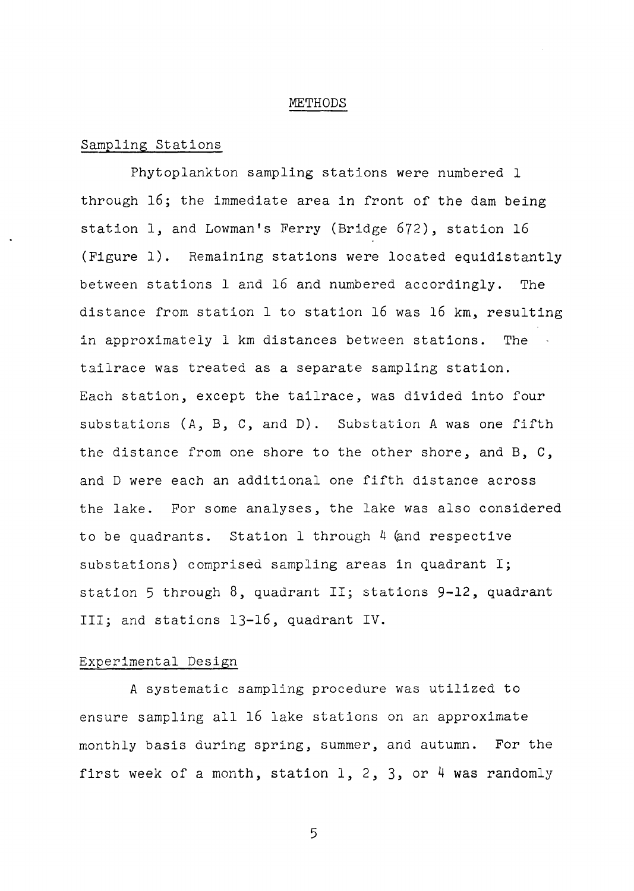# METHODS

## Sampling Stations

Phytoplankton sampling stations were numbered 1 through 16; the immediate area in front of the dam being station 1, and Lowman's Ferry (Bridge 672), station 16 (Figure 1). Remaining stations were located equidistantly between stations 1 and 16 and numbered accordingly. The distance from station 1 to station 16 was 16 km, resulting in approximately 1 km distances between stations. The tailrace was treated as a separate sampling station. Each station, except the tailrace, was divided into four substations (A, B, C, and D). Substation A was one fifth the distance from one shore to the other shore, and B, C, and D were each an additional one fifth distance across the lake. For some analyses, the lake was also considered to be quadrants. Station 1 through 4 (and respective substations) comprised sampling areas in quadrant I; station 5 through 8, quadrant II; stations 9-12, quadrant III; and stations 13-16, quadrant IV.

## Experimental Design

A systematic sampling procedure was utilized to ensure sampling all 16 lake stations on an approximate monthly basis during spring, summer, and autumn. For the first week of a month, station 1, 2, 3, or 4 was randomly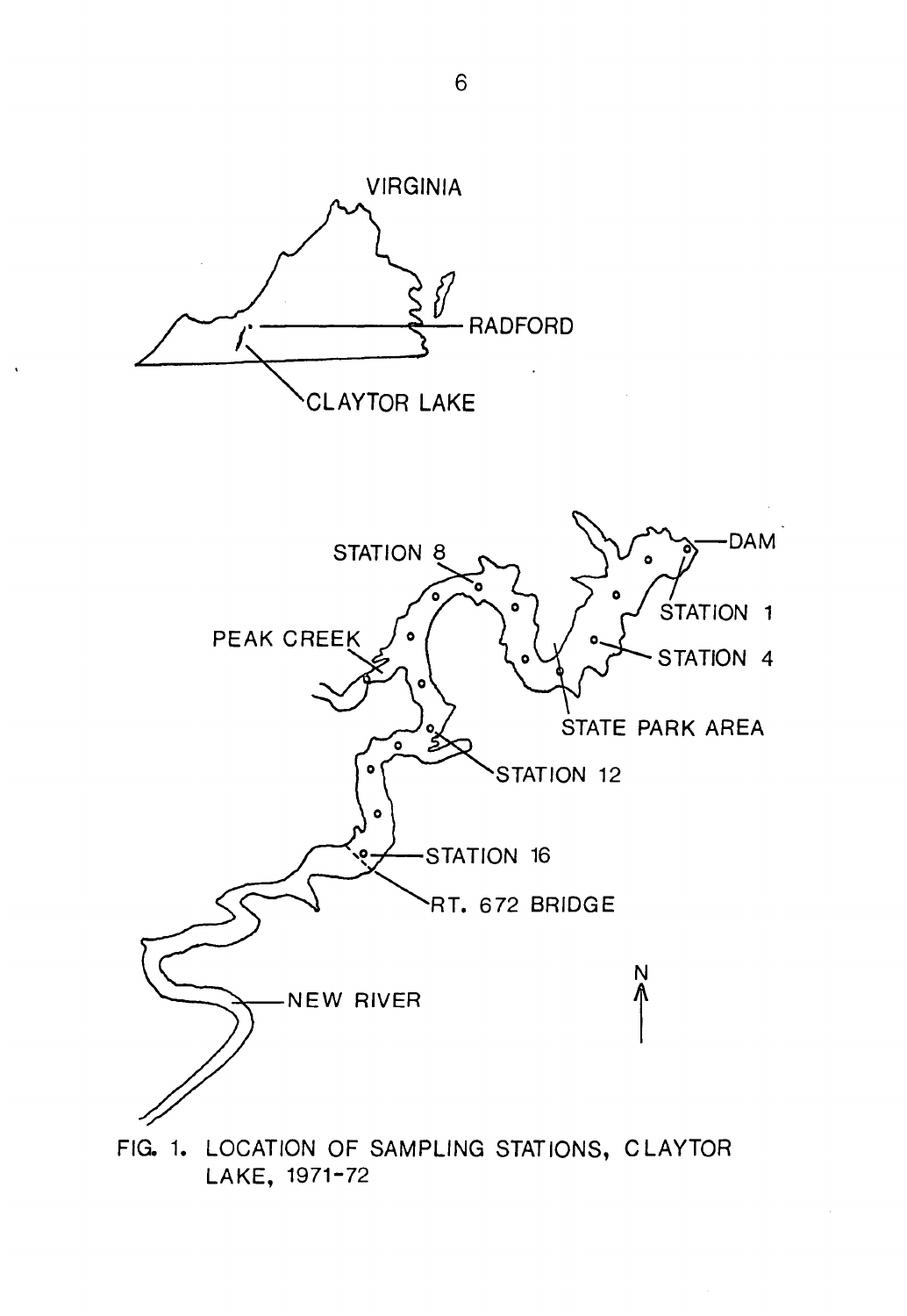FIG. 1. LOCATION OF SAMPLING STATIONS, CLAYTOR LAKE, 1971-72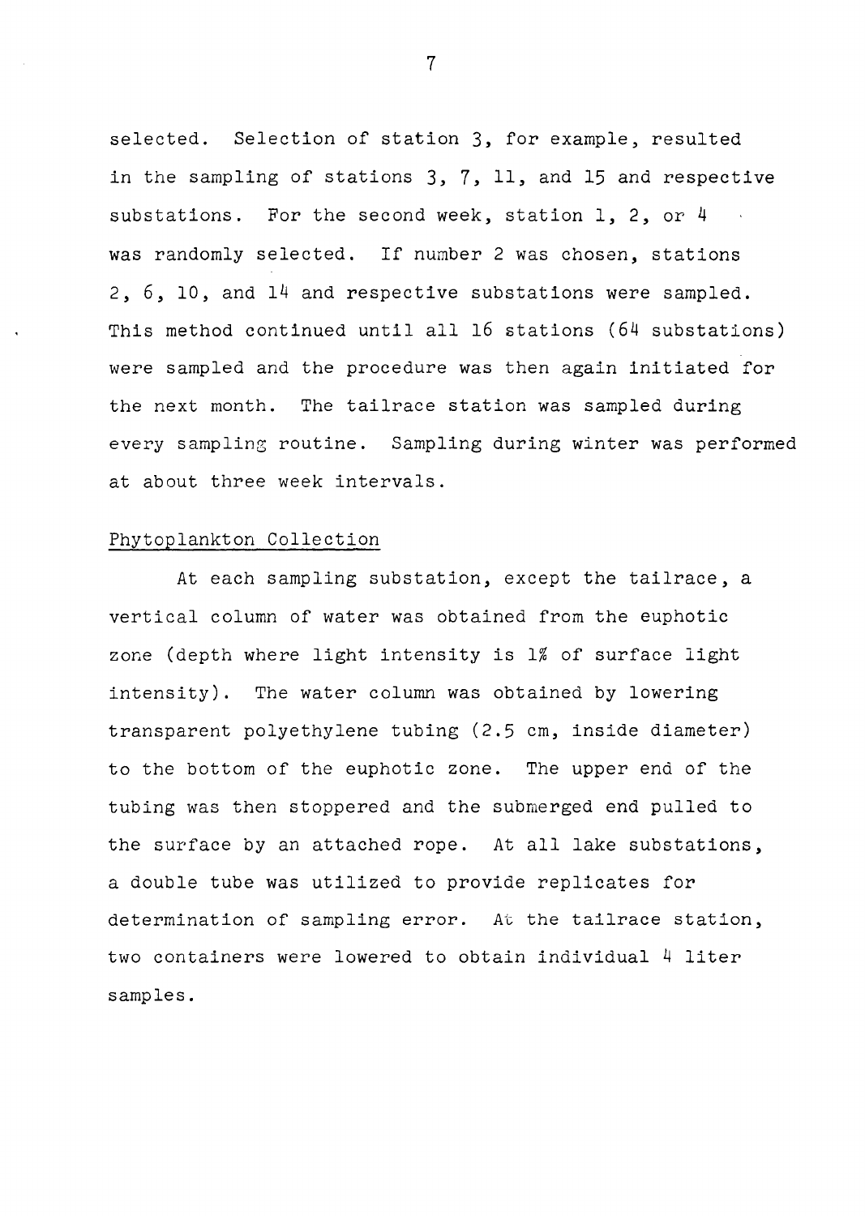selected. Selection of station 3, for example, resulted in the sampling of stations 3, 7, 11, and 15 and respective substations. For the second week, station 1, 2, or 4 was randomly selected. If number 2 was chosen, stations 2, 6, 10, and 14 and respective substations were sampled. This method continued until all 16 stations (64 substations) were sampled and the procedure was then again initiated for the next month. The tailrace station was sampled during every sampling routine. Sampling during winter was performed at about three week intervals.

## Phytoplankton Collection

At each sampling substation, except the tailrace, a vertical column of water was obtained from the euphotic zone (depth where light intensity is 1% of surface light intensity). The water column was obtained by lowering transparent polyethylene tubing (2.5 cm, inside diameter) to the bottom of the euphotic zone. The upper end of the tubing was then stoppered and the submerged end pulled to the surface by an attached rope. At all lake substations, a double tube was utilized to provide replicates for determination of sampling error. At the tailrace station, two containers were lowered to obtain individual 4 liter samples.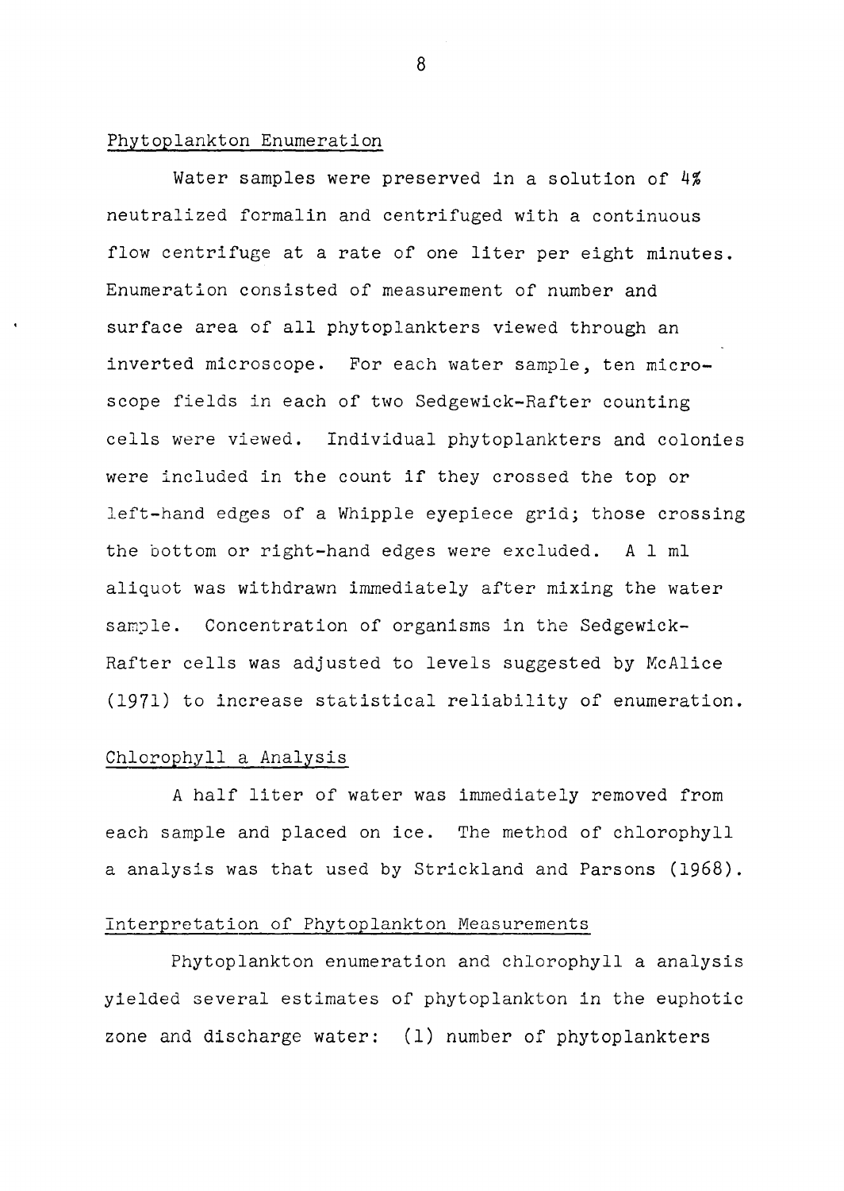### Phytoplankton Enumeration

Water samples were preserved in a solution of 4% neutralized formalin and centrifuged with a continuous flow centrifuge at a rate of one liter per eight minutes. Enumeration consisted of measurement of number and surface area of all phytoplankters viewed through an inverted microscope. For each water sample, ten microscope fields in each of two Sedgewick-Rafter counting cells were viewed. Individual phytoplankters and colonies were included in the count if they crossed the top or left-hand edges of a Whipple eyepiece grid; those crossing the bottom or right-hand edges were excluded. A 1 ml aliquot was withdrawn immediately after mixing the water sample. Concentration of organisms in the Sedgewick-Rafter cells was adjusted to levels suggested by McAlice (1971) to increase statistical reliability of enumeration.

### Chlorophyll a Analysis

A half liter of water was immediately removed from each sample and placed on ice. The method of chlorophyll a analysis was that used by Strickland and Parsons (1968).

### Interpretation of Phytoplankton Measurements

Phytoplankton enumeration and chlorophyll a analysis yielded several estimates of phytoplankton in the euphotic zone and discharge water: (1) number of phytoplankters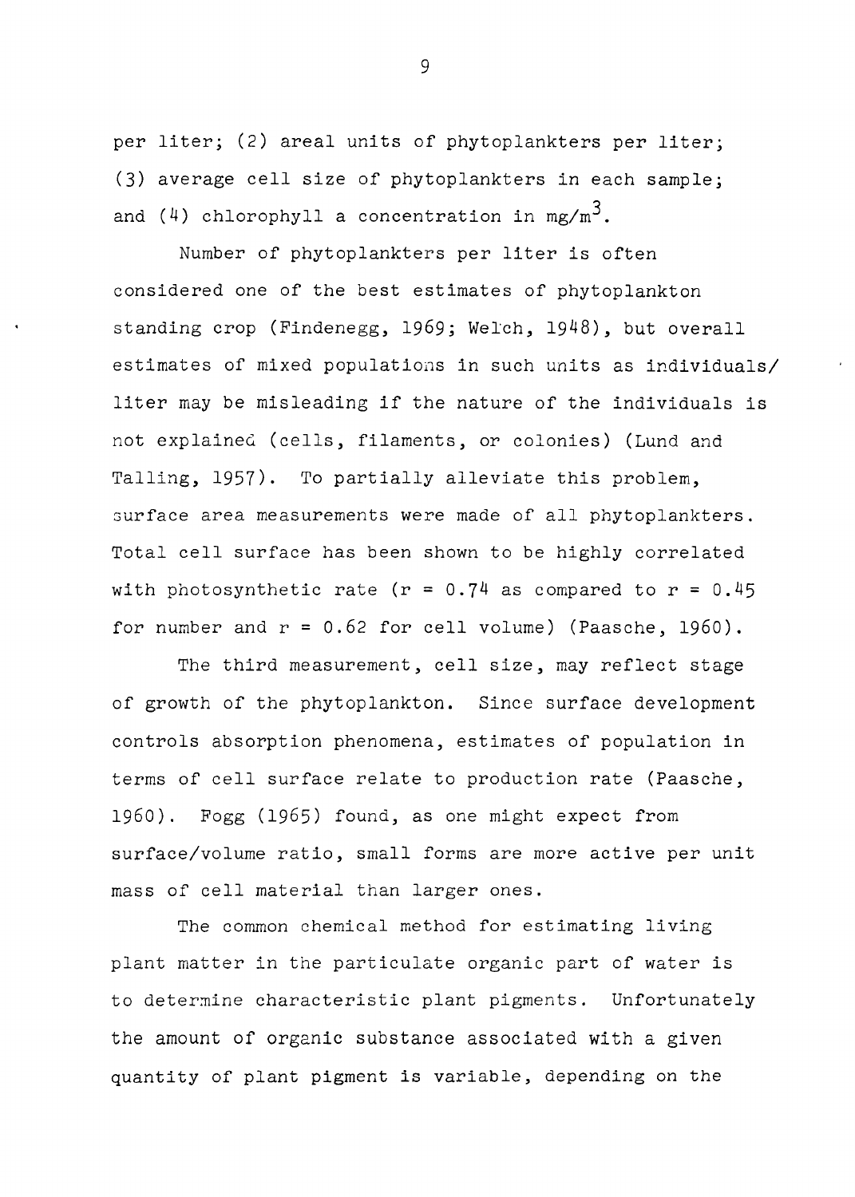per liter; (2) areal units of phytoplankters per liter; (3) average cell size of phytoplankters in each sample; and (4) chlorophyll a concentration in $mg/m^3$.

Number of phytoplankters per liter is often considered one of the best estimates of phytoplankton standing crop (Findenegg, 1969; Welch, 1948), but overall estimates of mixed populations in such units as individuals/liter may be misleading if the nature of the individuals is not explained (cells, filaments, or colonies) (Lund and Talling, 1957). To partially alleviate this problem, surface area measurements were made of all phytoplankters. Total cell surface has been shown to be highly correlated with photosynthetic rate ($r = 0.74$ as compared to $r = 0.45$ for number and $r = 0.62$ for cell volume) (Paasche, 1960).

The third measurement, cell size, may reflect stage of growth of the phytoplankton. Since surface development controls absorption phenomena, estimates of population in terms of cell surface relate to production rate (Paasche, 1960). Fogg (1965) found, as one might expect from surface/volume ratio, small forms are more active per unit mass of cell material than larger ones.

The common chemical method for estimating living plant matter in the particulate organic part of water is to determine characteristic plant pigments. Unfortunately the amount of organic substance associated with a given quantity of plant pigment is variable, depending on the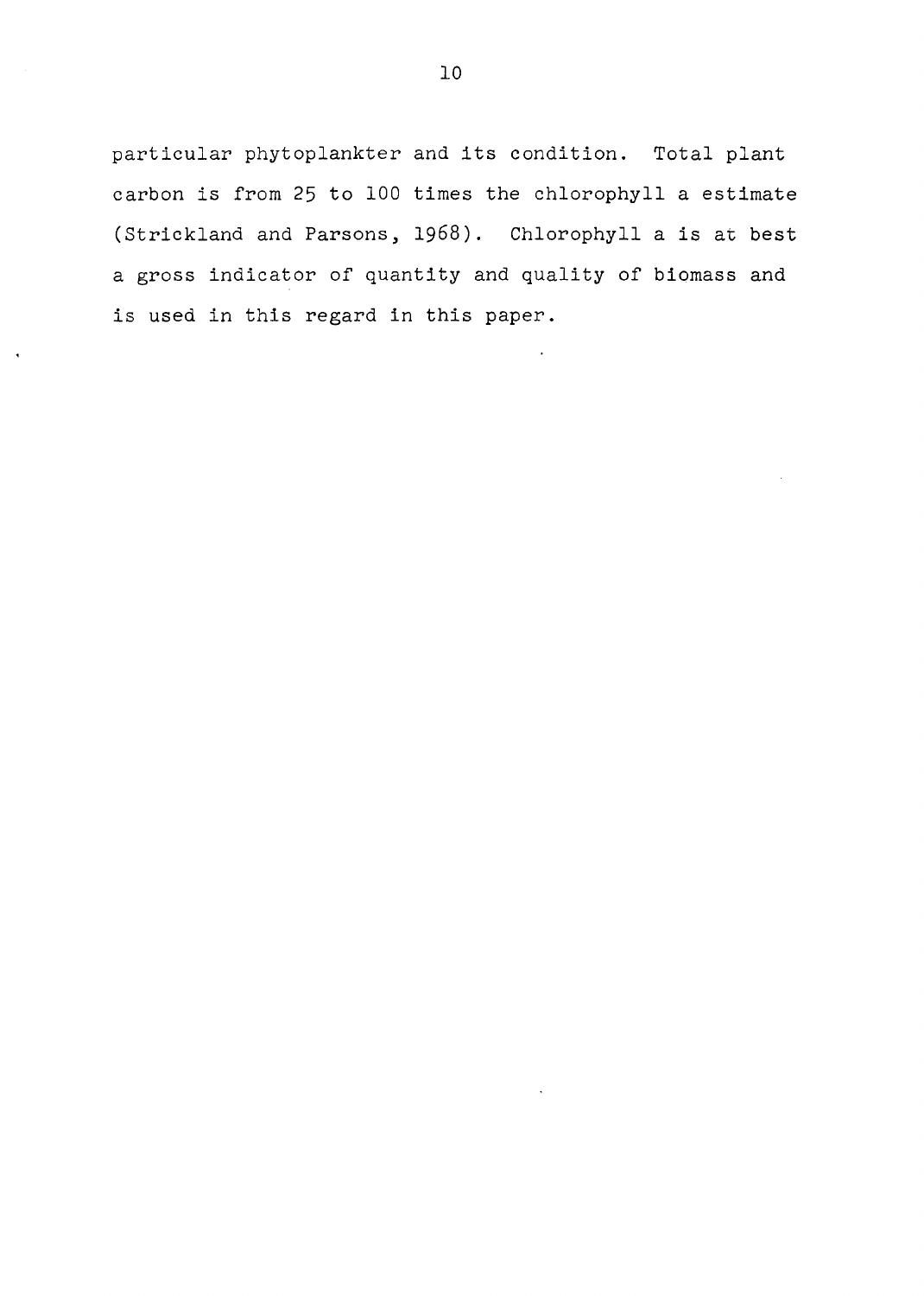particular phytoplankter and its condition. Total plant carbon is from 25 to 100 times the chlorophyll a estimate (Strickland and Parsons, 1968). Chlorophyll a is at best a gross indicator of quantity and quality of biomass and is used in this regard in this paper.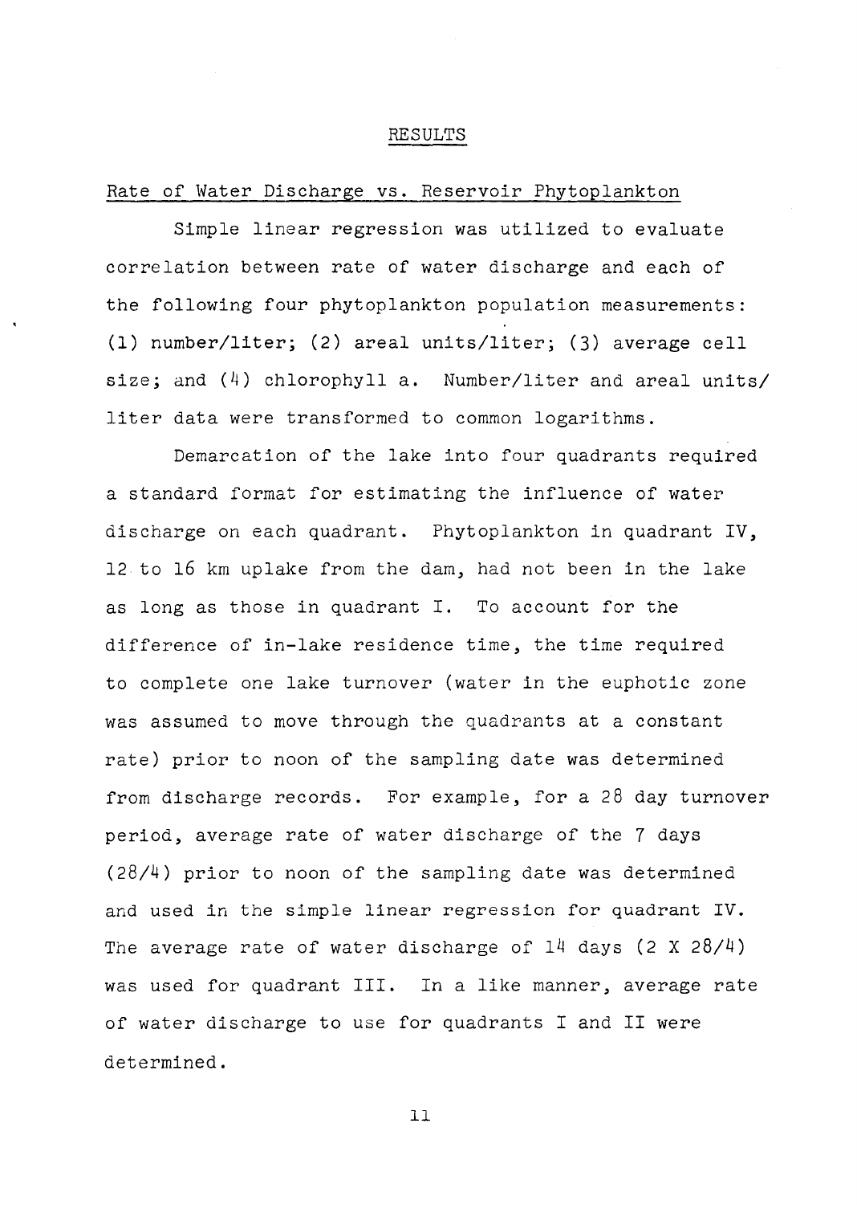# RESULTS

## Rate of Water Discharge vs. Reservoir Phytoplankton

Simple linear regression was utilized to evaluate correlation between rate of water discharge and each of the following four phytoplankton population measurements: (1) number/liter; (2) areal units/liter; (3) average cell size; and (4) chlorophyll a. Number/liter and areal units/ liter data were transformed to common logarithms.

Demarcation of the lake into four quadrants required a standard format for estimating the influence of water discharge on each quadrant. Phytoplankton in quadrant IV, 12 to 16 km uplake from the dam, had not been in the lake as long as those in quadrant I. To account for the difference of in-lake residence time, the time required to complete one lake turnover (water in the euphotic zone was assumed to move through the quadrants at a constant rate) prior to noon of the sampling date was determined from discharge records. For example, for a 28 day turnover period, average rate of water discharge of the 7 days (28/4) prior to noon of the sampling date was determined and used in the simple linear regression for quadrant IV. The average rate of water discharge of 14 days (2 X 28/4) was used for quadrant III. In a like manner, average rate of water discharge to use for quadrants I and II were determined.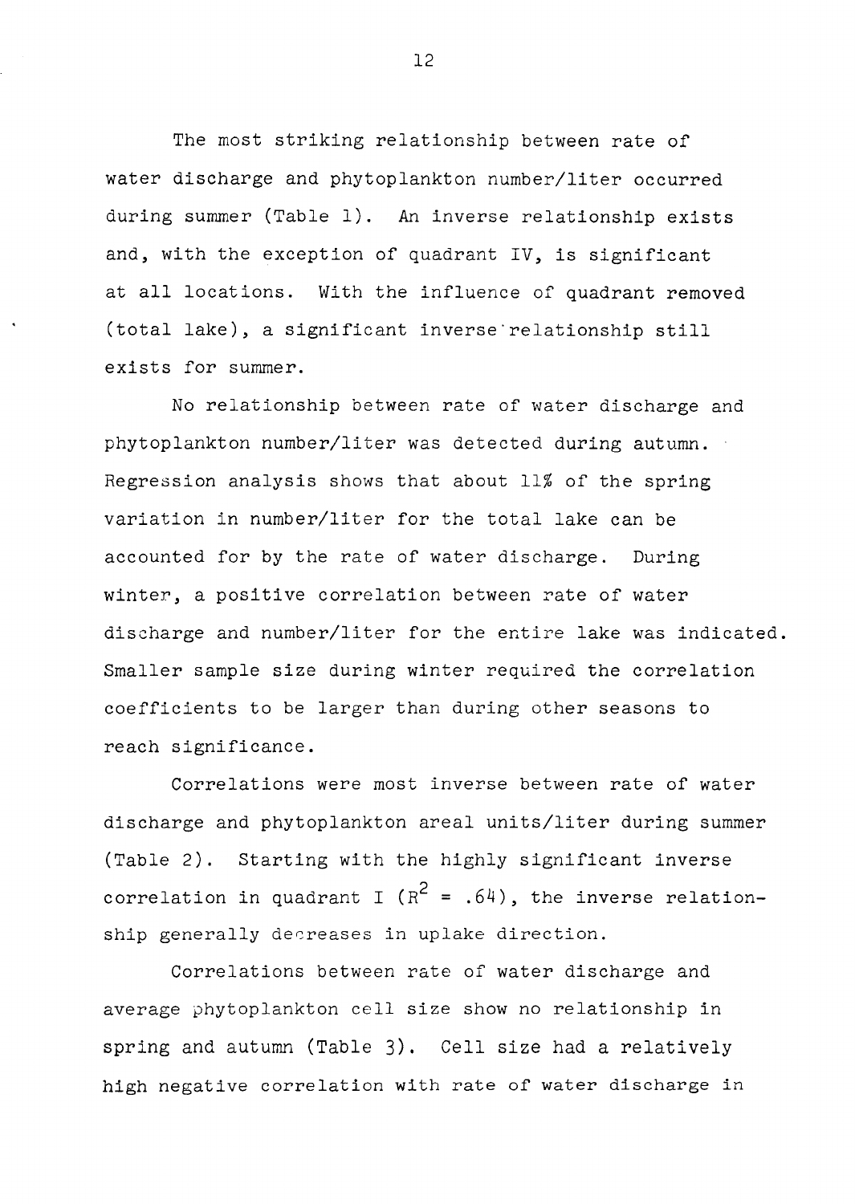The most striking relationship between rate of water discharge and phytoplankton number/liter occurred during summer (Table 1). An inverse relationship exists and, with the exception of quadrant IV, is significant at all locations. With the influence of quadrant removed (total lake), a significant inverse relationship still exists for summer.

No relationship between rate of water discharge and phytoplankton number/liter was detected during autumn. Regression analysis shows that about 11% of the spring variation in number/liter for the total lake can be accounted for by the rate of water discharge. During winter, a positive correlation between rate of water discharge and number/liter for the entire lake was indicated. Smaller sample size during winter required the correlation coefficients to be larger than during other seasons to reach significance.

Correlations were most inverse between rate of water discharge and phytoplankton areal units/liter during summer (Table 2). Starting with the highly significant inverse correlation in quadrant I ($R^2 = .64$), the inverse relationship generally decreases in uplake direction.

Correlations between rate of water discharge and average phytoplankton cell size show no relationship in spring and autumn (Table 3). Cell size had a relatively high negative correlation with rate of water discharge in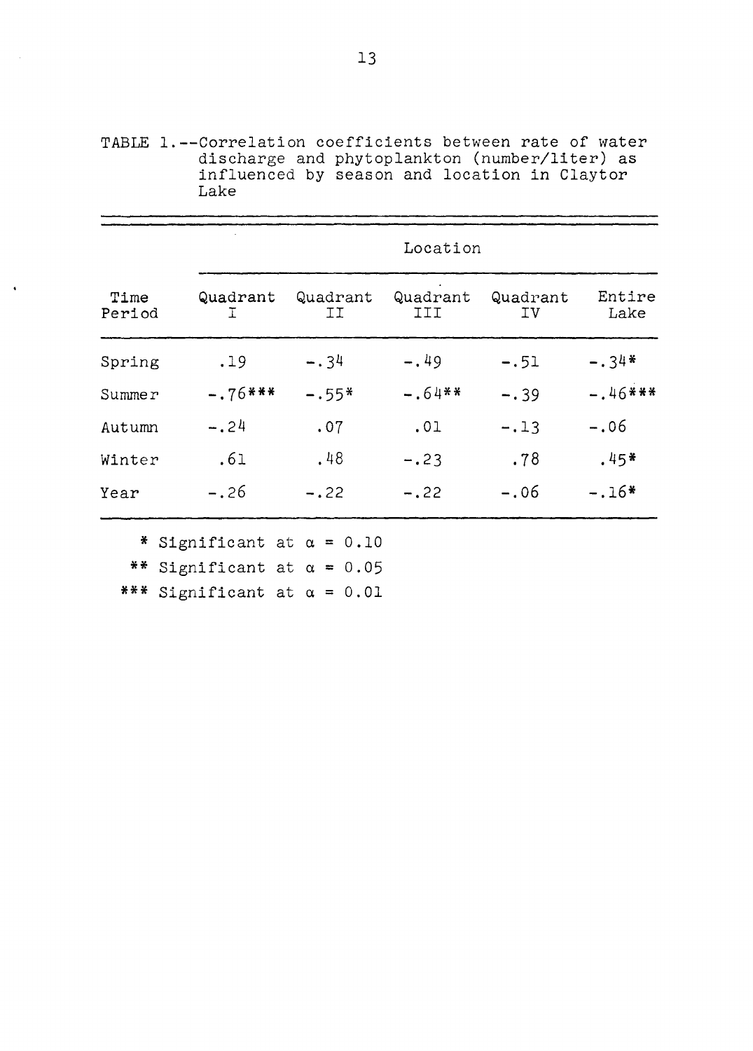TABLE 1.--Correlation coefficients between rate of water discharge and phytoplankton (number/liter) as influenced by season and location in Claytor Lake

| | Location | | | | |
|---|---|---|---|---|---|
| Time Period | Quadrant I | Quadrant II | Quadrant III | Quadrant IV | Entire Lake |
| Spring | .19 | -.34 | -.49 | -.51 | -.34* |
| Summer | -.76*** | -.55* | -.64** | -.39 | -.46*** |
| Autumn | -.24 | .07 | .01 | -.13 | -.06 |
| Winter | .61 | .48 | -.23 | .78 | .45* |
| Year | -.26 | -.22 | -.22 | -.06 | -.16* |

\* Significant at $\alpha = 0.10$

\*\* Significant at $\alpha = 0.05$

\*\*\* Significant at $\alpha = 0.01$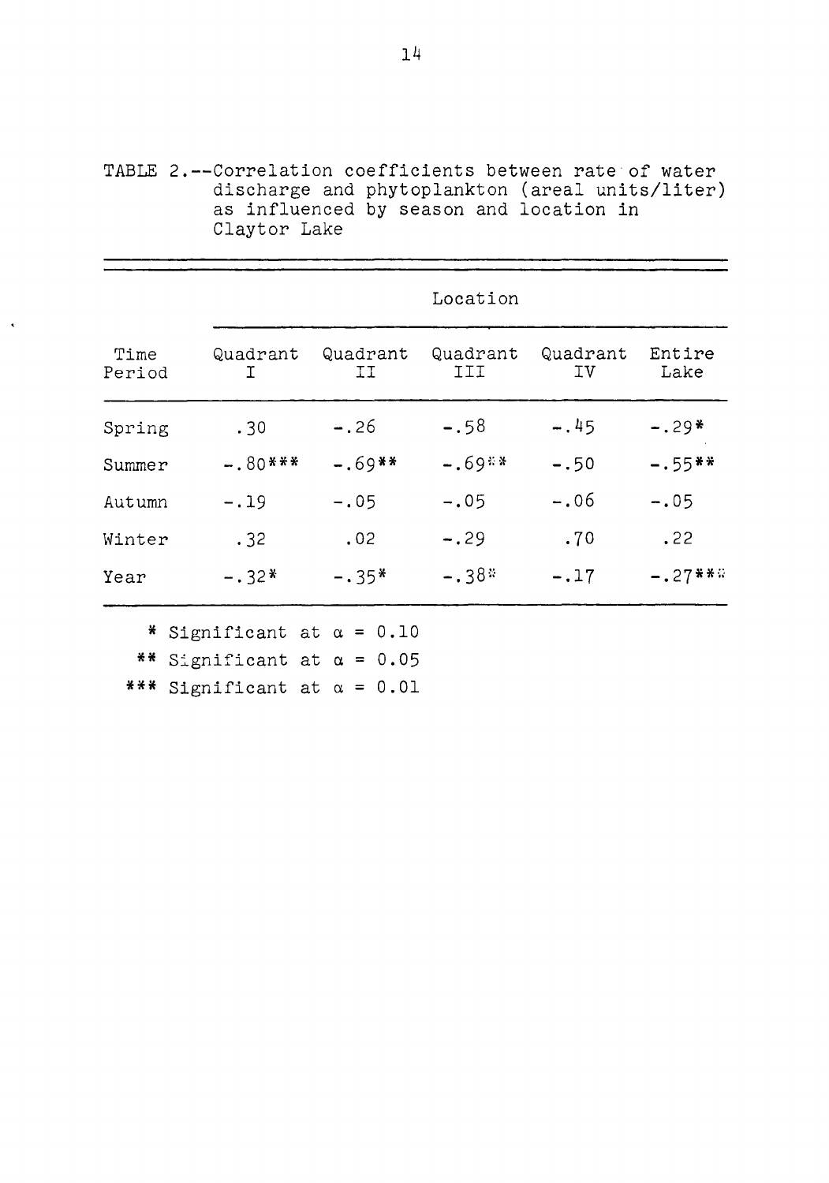TABLE 2.--Correlation coefficients between rate of water discharge and phytoplankton (areal units/liter) as influenced by season and location in Claytor Lake

| Time Period | Location | | | | |
|---|---|---|---|---|---|
| | Quadrant I | Quadrant II | Quadrant III | Quadrant IV | Entire Lake |
| Spring | .30 | -.26 | -.58 | -.45 | -.29* |
| Summer | -.80*** | -.69** | -.69** | -.50 | -.55** |
| Autumn | -.19 | -.05 | -.05 | -.06 | -.05 |
| Winter | .32 | .02 | -.29 | .70 | .22 |
| Year | -.32* | -.35* | -.38* | -.17 | -.27*** |

\* Significant at $\alpha = 0.10$

** Significant at $\alpha = 0.05$

*** Significant at $\alpha = 0.01$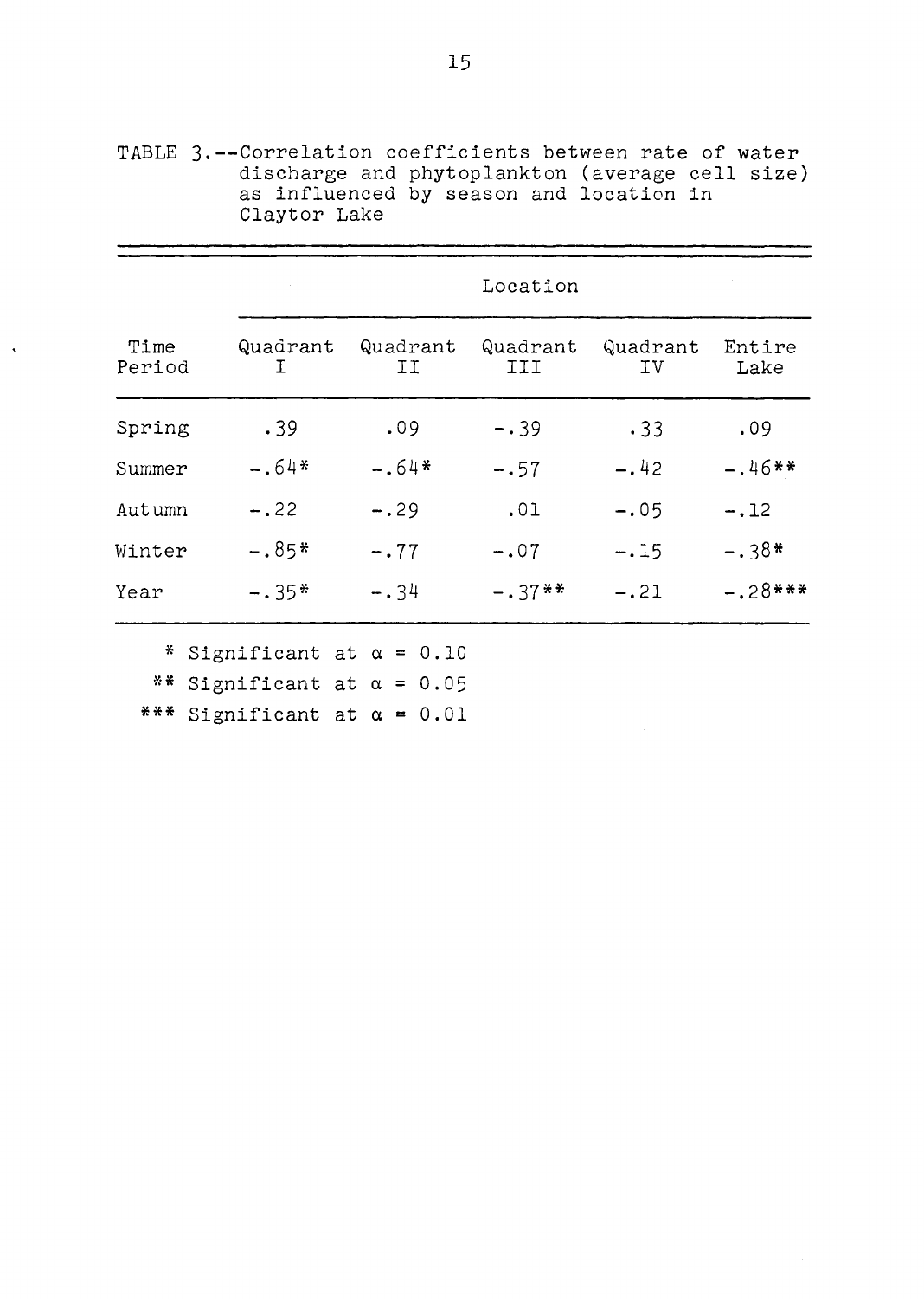TABLE 3.--Correlation coefficients between rate of water discharge and phytoplankton (average cell size) as influenced by season and location in Claytor Lake

| | Location | | | | |
|---|---|---|---|---|---|
| Time Period | Quadrant I | Quadrant II | Quadrant III | Quadrant IV | Entire Lake |
| Spring | .39 | .09 | -.39 | .33 | .09 |
| Summer | -.64* | -.64* | -.57 | -.42 | -.46** |
| Autumn | -.22 | -.29 | .01 | -.05 | -.12 |
| Winter | -.85* | -.77 | -.07 | -.15 | -.38* |
| Year | -.35* | -.34 | -.37** | -.21 | -.28*** |

\* Significant at $\alpha = 0.10$

** Significant at $\alpha = 0.05$

*** Significant at $\alpha = 0.01$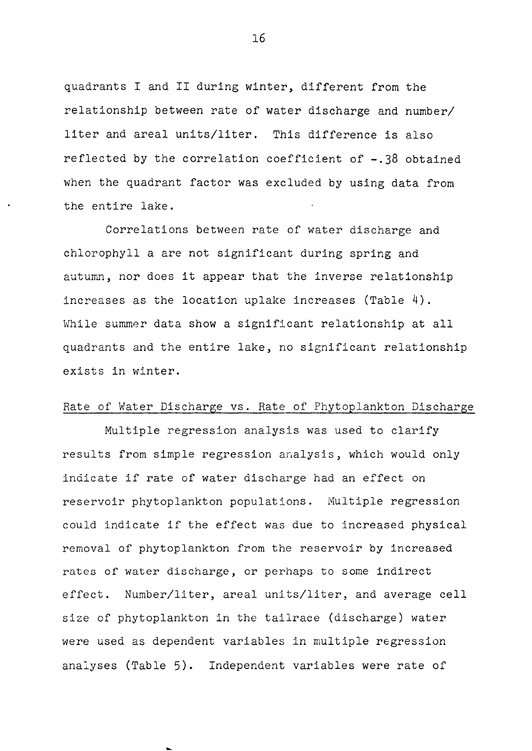quadrants I and II during winter, different from the relationship between rate of water discharge and number/liter and areal units/liter. This difference is also reflected by the correlation coefficient of -.38 obtained when the quadrant factor was excluded by using data from the entire lake.

Correlations between rate of water discharge and chlorophyll a are not significant during spring and autumn, nor does it appear that the inverse relationship increases as the location uplake increases (Table 4). While summer data show a significant relationship at all quadrants and the entire lake, no significant relationship exists in winter.

## Rate of Water Discharge vs. Rate of Phytoplankton Discharge

Multiple regression analysis was used to clarify results from simple regression analysis, which would only indicate if rate of water discharge had an effect on reservoir phytoplankton populations. Multiple regression could indicate if the effect was due to increased physical removal of phytoplankton from the reservoir by increased rates of water discharge, or perhaps to some indirect effect. Number/liter, areal units/liter, and average cell size of phytoplankton in the tailrace (discharge) water were used as dependent variables in multiple regression analyses (Table 5). Independent variables were rate of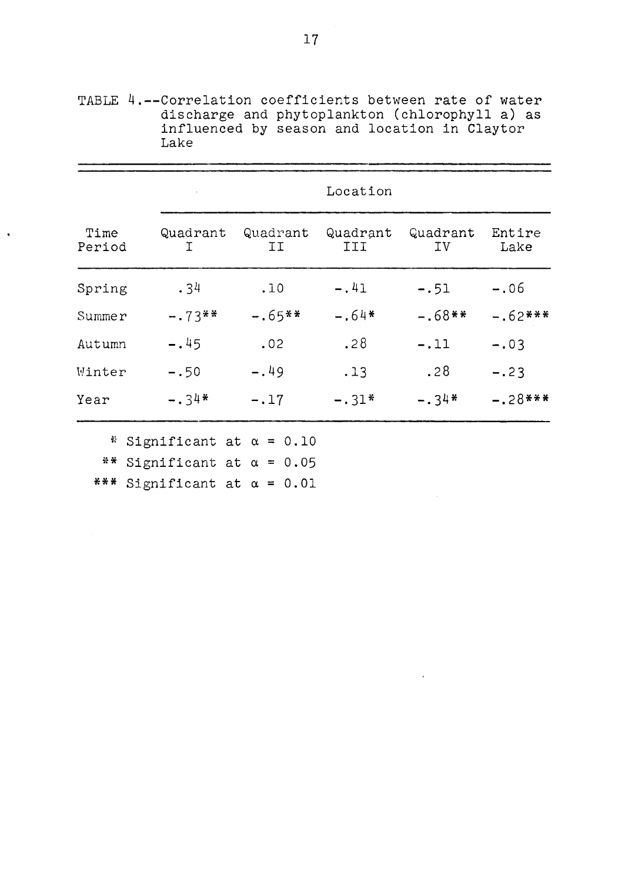TABLE 4.--Correlation coefficients between rate of water discharge and phytoplankton (chlorophyll a) as influenced by season and location in Claytor Lake

| | Location | | | | |
|---|---|---|---|---|---|
| Time Period | Quadrant I | Quadrant II | Quadrant III | Quadrant IV | Entire Lake |
| Spring | .34 | .10 | -.41 | -.51 | -.06 |
| Summer | -.73** | -.65** | -.64* | -.68** | -.62*** |
| Autumn | -.45 | .02 | .28 | -.11 | -.03 |
| Winter | -.50 | -.49 | .13 | .28 | -.23 |
| Year | -.34* | -.17 | -.31* | -.34* | -.28*** |

\* Significant at $\alpha = 0.10$

\*\* Significant at $\alpha = 0.05$

\*\*\* Significant at $\alpha = 0.01$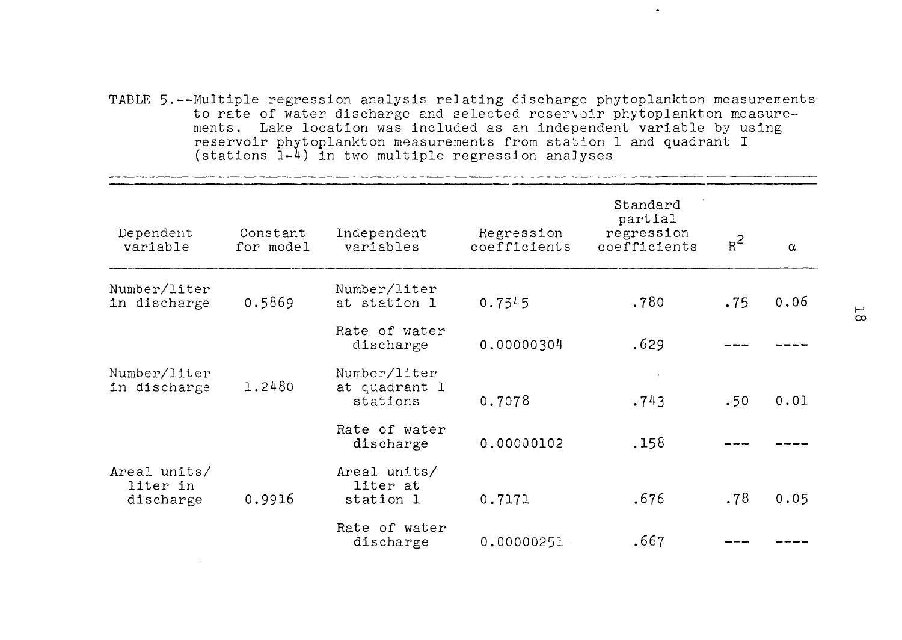TABLE 5.--Multiple regression analysis relating discharge phytoplankton measurements to rate of water discharge and selected reservoir phytoplankton measurements. Lake location was included as an independent variable by using reservoir phytoplankton measurements from station 1 and quadrant I (stations 1-4) in two multiple regression analyses

| Dependent variable | Constant for model | Independent variables | Regression coefficients | Standard partial regression coefficients | $R^2$ | $\alpha$ |
|---|---|---|---|---|---|---|
| Number/liter in discharge | 0.5869 | Number/liter at station 1 | 0.7545 | .780 | .75 | 0.06 |
| | | Rate of water discharge | 0.00000304 | .629 | --- | ---- |
| Number/liter in discharge | 1.2480 | Number/liter at quadrant I stations | 0.7078 | .743 | .50 | 0.01 |
| | | Rate of water discharge | 0.00000102 | .158 | --- | ---- |
| Areal units/ liter in discharge | 0.9916 | Areal units/ liter at station 1 | 0.7171 | .676 | .78 | 0.05 |
| | | Rate of water discharge | 0.00000251 | .667 | --- | ---- |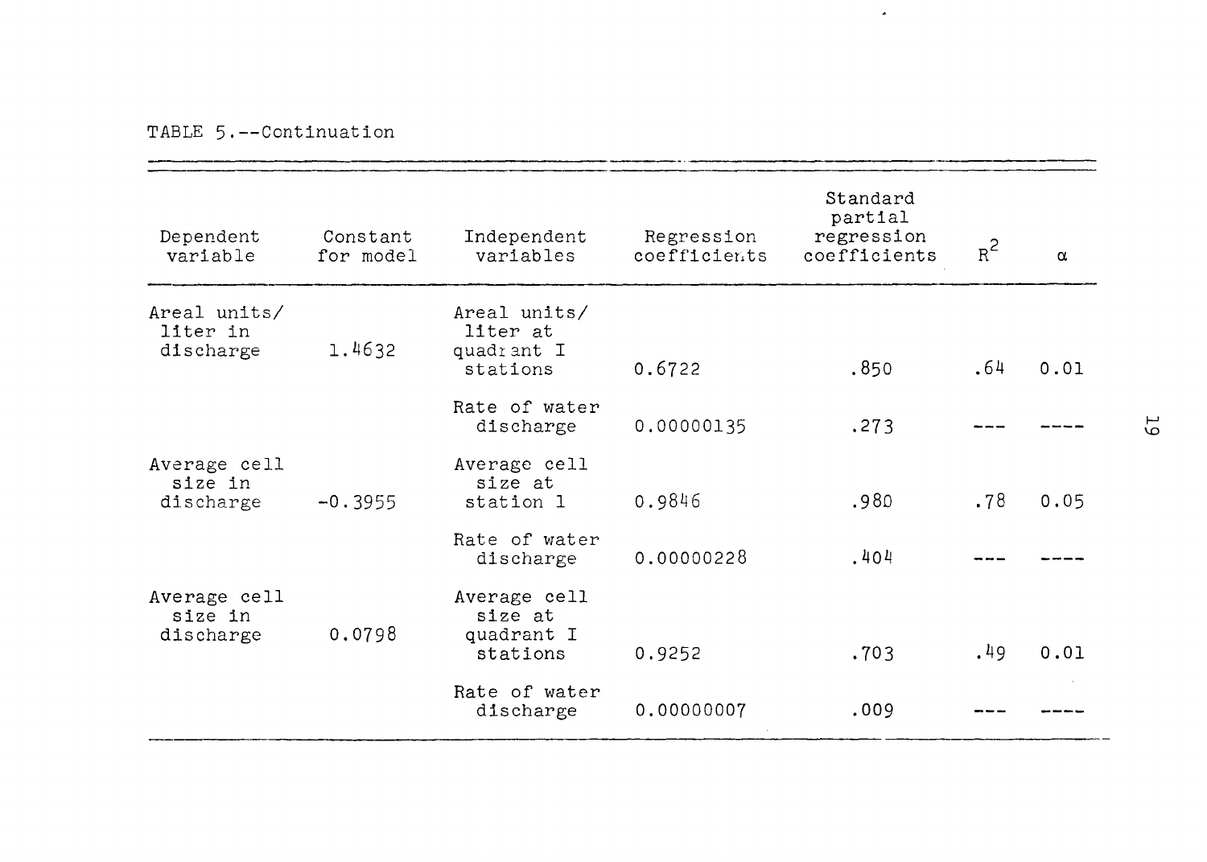TABLE 5.--Continuation

| Dependent variable | Constant for model | Independent variables | Regression coefficients | Standard partial regression coefficients | $R^2$ | $\alpha$ |
|---|---|---|---|---|---|---|
| Areal units/ liter in discharge | 1.4632 | Areal units/ liter at quadrant I stations | 0.6722 | .850 | .64 | 0.01 |
| | | Rate of water discharge | 0.00000135 | .273 | --- | ---- |
| Average cell size in discharge | -0.3955 | Average cell size at station 1 | 0.9846 | .980 | .78 | 0.05 |
| | | Rate of water discharge | 0.00000228 | .404 | --- | ---- |
| Average cell size in discharge | 0.0798 | Average cell size at quadrant I stations | 0.9252 | .703 | .49 | 0.01 |
| | | Rate of water discharge | 0.00000007 | .009 | --- | ---- |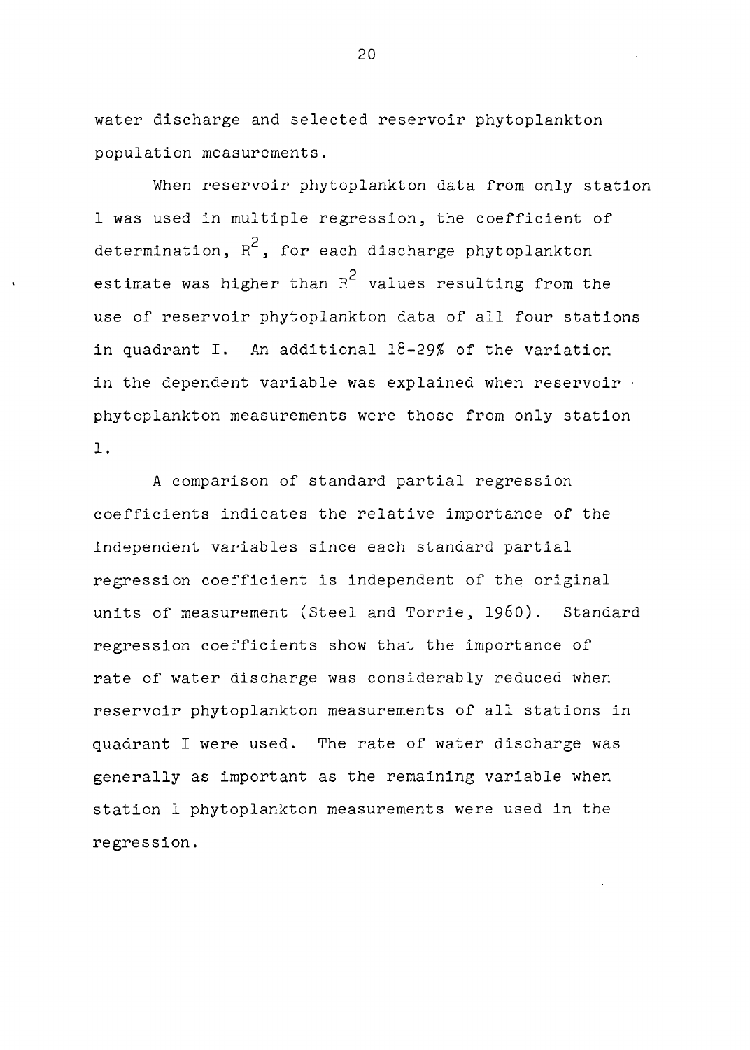water discharge and selected reservoir phytoplankton population measurements.

When reservoir phytoplankton data from only station 1 was used in multiple regression, the coefficient of determination, $R^2$, for each discharge phytoplankton estimate was higher than $R^2$ values resulting from the use of reservoir phytoplankton data of all four stations in quadrant I. An additional 18-29% of the variation in the dependent variable was explained when reservoir phytoplankton measurements were those from only station 1.

A comparison of standard partial regression coefficients indicates the relative importance of the independent variables since each standard partial regression coefficient is independent of the original units of measurement (Steel and Torrie, 1960). Standard regression coefficients show that the importance of rate of water discharge was considerably reduced when reservoir phytoplankton measurements of all stations in quadrant I were used. The rate of water discharge was generally as important as the remaining variable when station 1 phytoplankton measurements were used in the regression.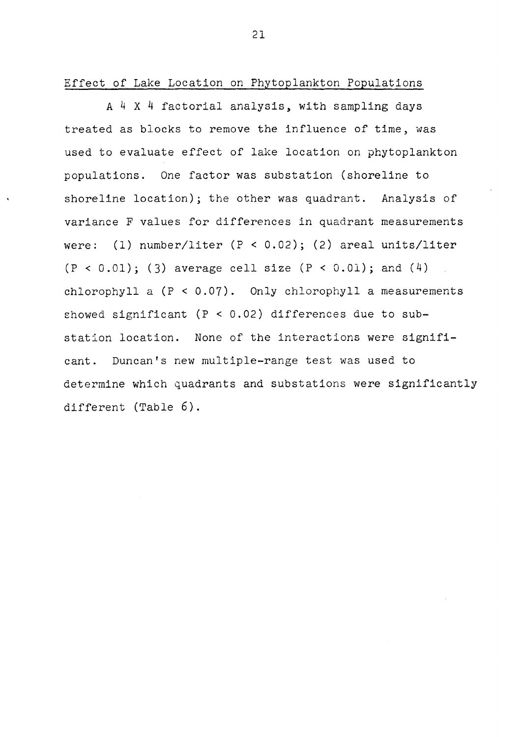## Effect of Lake Location on Phytoplankton Populations

A 4 X 4 factorial analysis, with sampling days treated as blocks to remove the influence of time, was used to evaluate effect of lake location on phytoplankton populations. One factor was substation (shoreline to shoreline location); the other was quadrant. Analysis of variance F values for differences in quadrant measurements were: (1) number/liter ($P < 0.02$); (2) areal units/liter ($P < 0.01$); (3) average cell size ($P < 0.01$); and (4) chlorophyll a ($P < 0.07$). Only chlorophyll a measurements showed significant ($P < 0.02$) differences due to substation location. None of the interactions were significant. Duncan's new multiple-range test was used to determine which quadrants and substations were significantly different (Table 6).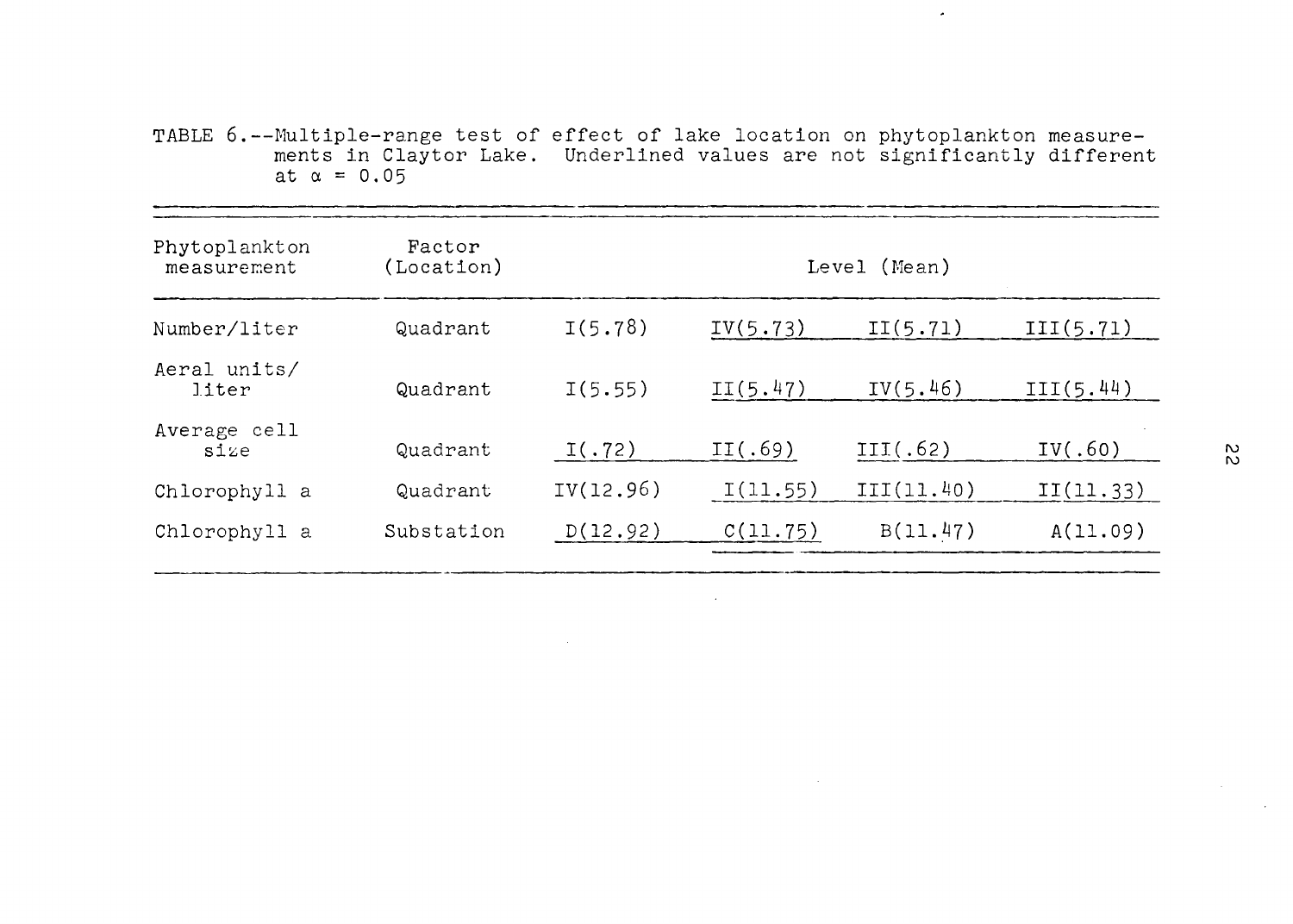TABLE 6.--Multiple-range test of effect of lake location on phytoplankton measurements in Claytor Lake. Underlined values are not significantly different at $\alpha = 0.05$

| Phytoplankton measurement | Factor (Location) | Level (Mean) | | | |
|---|---|---|---|---|---|
| Number/liter | Quadrant | I(5.78) | IV(5.73) | II(5.71) | III(5.71) |
| Aeral units/liter | Quadrant | I(5.55) | II(5.47) | IV(5.46) | III(5.44) |
| Average cell size | Quadrant | I(.72) | II(.69) | III(.62) | IV(.60) |
| Chlorophyll a | Quadrant | IV(12.96) | I(11.55) | III(11.40) | II(11.33) |
| Chlorophyll a | Substation | D(12.92) | C(11.75) | B(11.47) | A(11.09) |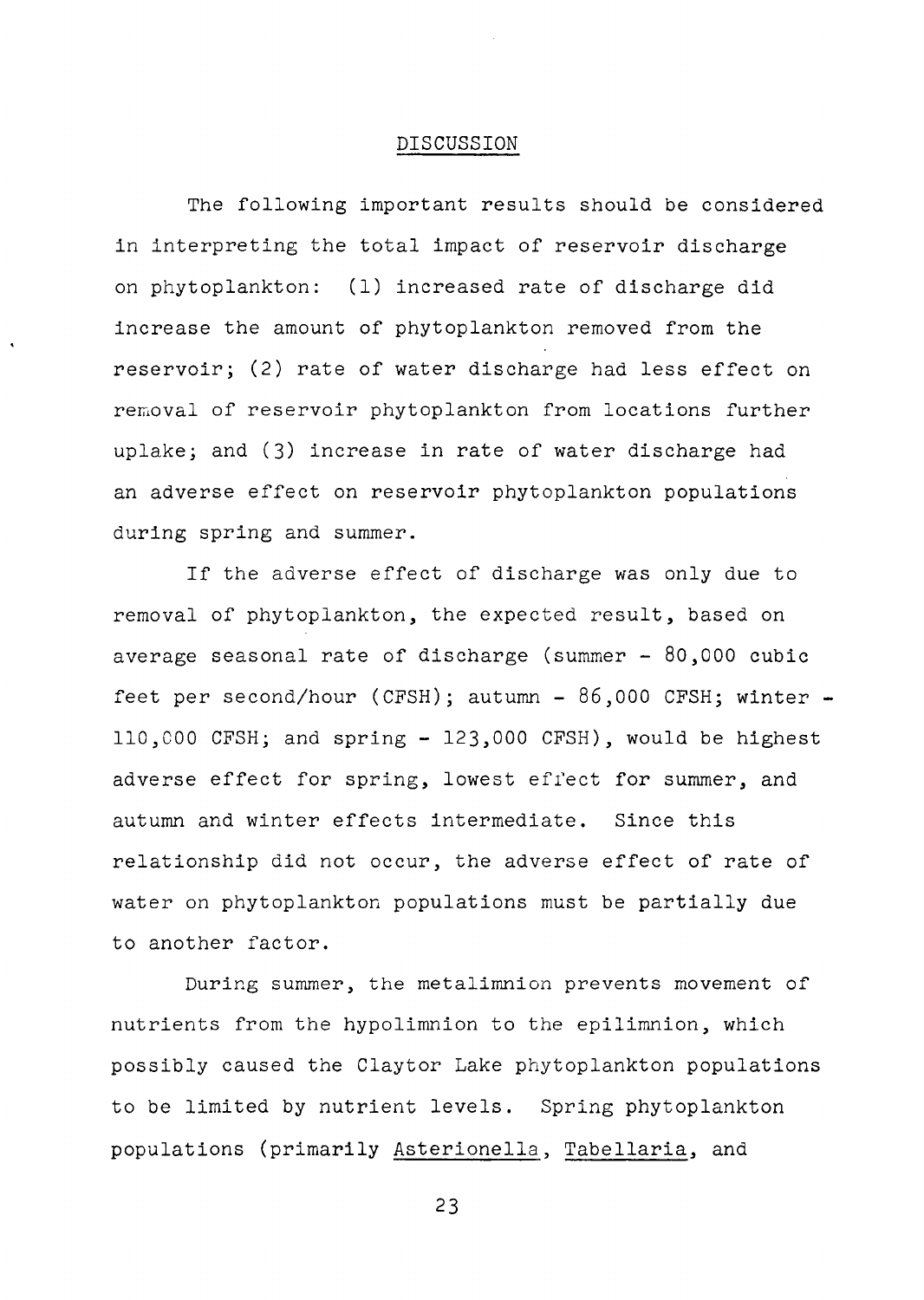# DISCUSSION

The following important results should be considered in interpreting the total impact of reservoir discharge on phytoplankton: (1) increased rate of discharge did increase the amount of phytoplankton removed from the reservoir; (2) rate of water discharge had less effect on removal of reservoir phytoplankton from locations further uplake; and (3) increase in rate of water discharge had an adverse effect on reservoir phytoplankton populations during spring and summer.

If the adverse effect of discharge was only due to removal of phytoplankton, the expected result, based on average seasonal rate of discharge (summer - 80,000 cubic feet per second/hour (CFSH); autumn - 86,000 CFSH; winter - 110,000 CFSH; and spring - 123,000 CFSH), would be highest adverse effect for spring, lowest effect for summer, and autumn and winter effects intermediate. Since this relationship did not occur, the adverse effect of rate of water on phytoplankton populations must be partially due to another factor.

During summer, the metalimnion prevents movement of nutrients from the hypolimnion to the epilimnion, which possibly caused the Claytor Lake phytoplankton populations to be limited by nutrient levels. Spring phytoplankton populations (primarily _Asterionella_, _Tabellaria_, and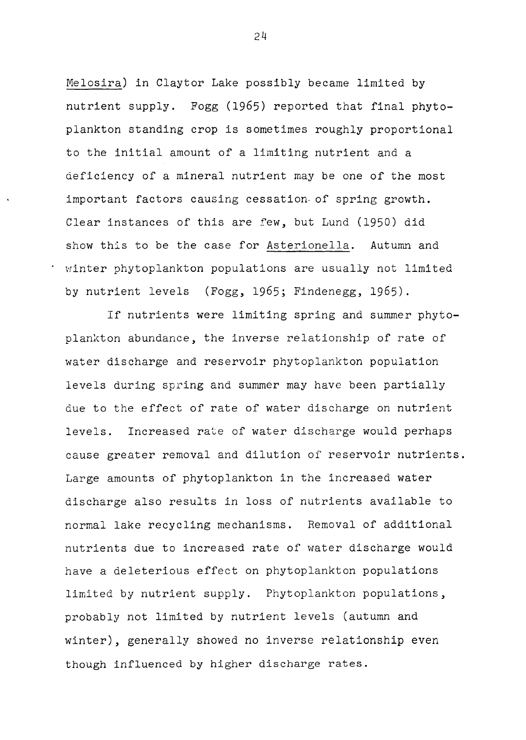*Melosira*) in Claytor Lake possibly became limited by nutrient supply. Fogg (1965) reported that final phytoplankton standing crop is sometimes roughly proportional to the initial amount of a limiting nutrient and a deficiency of a mineral nutrient may be one of the most important factors causing cessation of spring growth. Clear instances of this are few, but Lund (1950) did show this to be the case for *Asterionella*. Autumn and winter phytoplankton populations are usually not limited by nutrient levels (Fogg, 1965; Findenegg, 1965).

If nutrients were limiting spring and summer phytoplankton abundance, the inverse relationship of rate of water discharge and reservoir phytoplankton population levels during spring and summer may have been partially due to the effect of rate of water discharge on nutrient levels. Increased rate of water discharge would perhaps cause greater removal and dilution of reservoir nutrients. Large amounts of phytoplankton in the increased water discharge also results in loss of nutrients available to normal lake recycling mechanisms. Removal of additional nutrients due to increased rate of water discharge would have a deleterious effect on phytoplankton populations limited by nutrient supply. Phytoplankton populations, probably not limited by nutrient levels (autumn and winter), generally showed no inverse relationship even though influenced by higher discharge rates.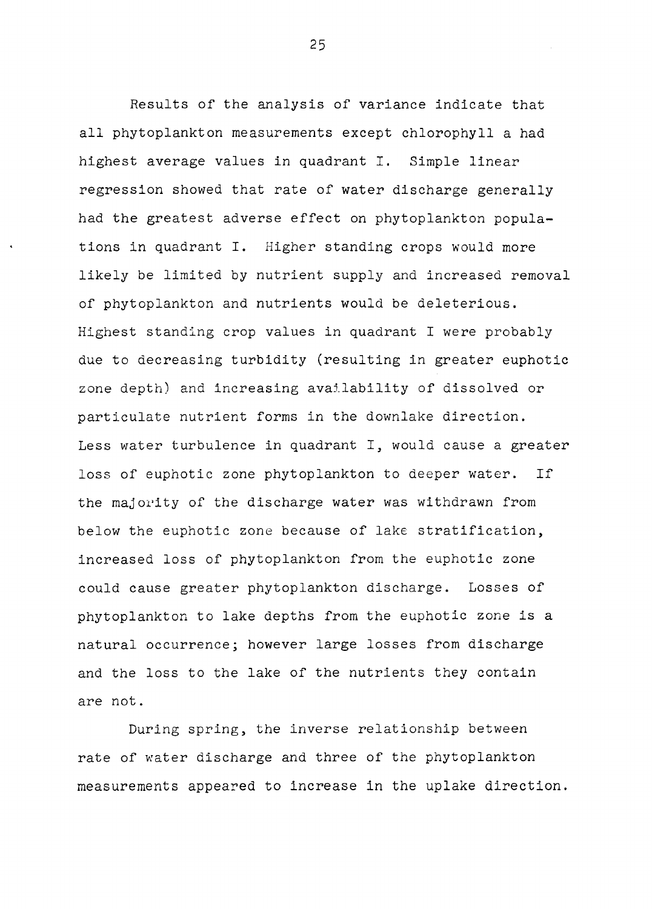Results of the analysis of variance indicate that all phytoplankton measurements except chlorophyll a had highest average values in quadrant I. Simple linear regression showed that rate of water discharge generally had the greatest adverse effect on phytoplankton populations in quadrant I. Higher standing crops would more likely be limited by nutrient supply and increased removal of phytoplankton and nutrients would be deleterious. Highest standing crop values in quadrant I were probably due to decreasing turbidity (resulting in greater euphotic zone depth) and increasing availability of dissolved or particulate nutrient forms in the downlake direction. Less water turbulence in quadrant I, would cause a greater loss of euphotic zone phytoplankton to deeper water. If the majority of the discharge water was withdrawn from below the euphotic zone because of lake stratification, increased loss of phytoplankton from the euphotic zone could cause greater phytoplankton discharge. Losses of phytoplankton to lake depths from the euphotic zone is a natural occurrence; however large losses from discharge and the loss to the lake of the nutrients they contain are not.

During spring, the inverse relationship between rate of water discharge and three of the phytoplankton measurements appeared to increase in the uplake direction.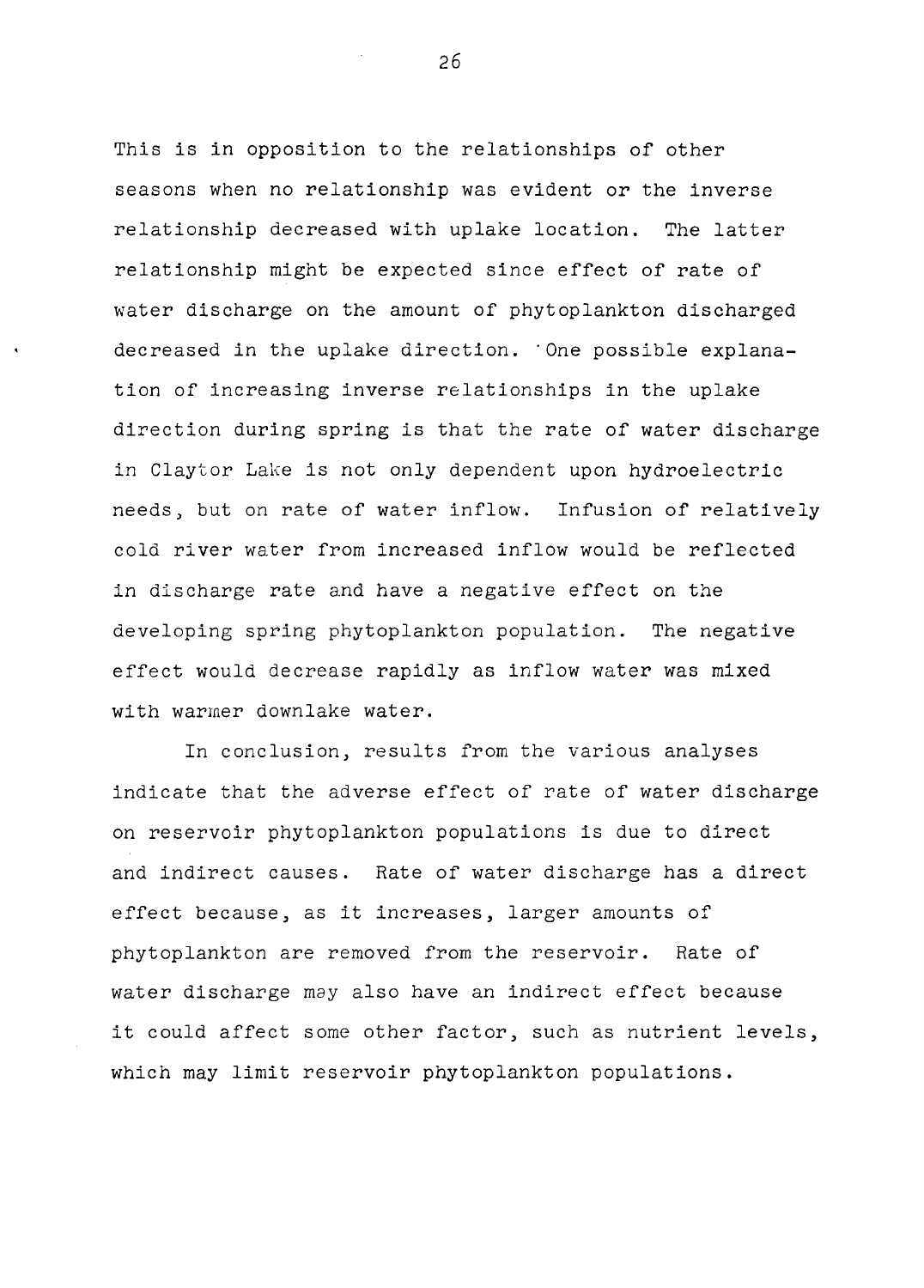This is in opposition to the relationships of other seasons when no relationship was evident or the inverse relationship decreased with uplake location. The latter relationship might be expected since effect of rate of water discharge on the amount of phytoplankton discharged decreased in the uplake direction. One possible explanation of increasing inverse relationships in the uplake direction during spring is that the rate of water discharge in Claytor Lake is not only dependent upon hydroelectric needs, but on rate of water inflow. Infusion of relatively cold river water from increased inflow would be reflected in discharge rate and have a negative effect on the developing spring phytoplankton population. The negative effect would decrease rapidly as inflow water was mixed with warmer downlake water.

In conclusion, results from the various analyses indicate that the adverse effect of rate of water discharge on reservoir phytoplankton populations is due to direct and indirect causes. Rate of water discharge has a direct effect because, as it increases, larger amounts of phytoplankton are removed from the reservoir. Rate of water discharge may also have an indirect effect because it could affect some other factor, such as nutrient levels, which may limit reservoir phytoplankton populations.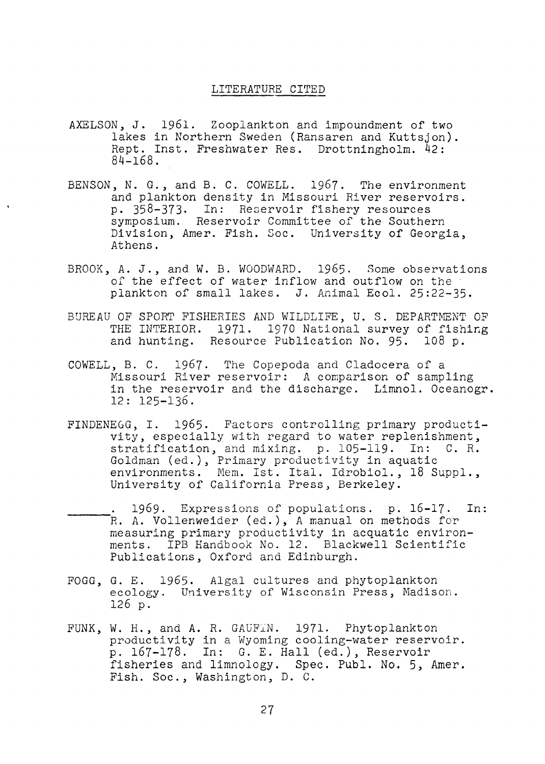## LITERATURE CITED

AXELSON, J. 1961. Zooplankton and impoundment of two lakes in Northern Sweden (Ransaren and Kuttsjon). Rept. Inst. Freshwater Res. Drottningholm. 42: 84-168.

BENSON, N. G., and B. C. COWELL. 1967. The environment and plankton density in Missouri River reservoirs. p. 358-373. In: Reservoir fishery resources symposium. Reservoir Committee of the Southern Division, Amer. Fish. Soc. University of Georgia, Athens.

BROOK, A. J., and W. B. WOODWARD. 1965. Some observations of the effect of water inflow and outflow on the plankton of small lakes. J. Animal Ecol. 25:22-35.

BUREAU OF SPORT FISHERIES AND WILDLIFE, U. S. DEPARTMENT OF THE INTERIOR. 1971. 1970 National survey of fishing and hunting. Resource Publication No. 95. 108 p.

COWELL, B. C. 1967. The Copepoda and Cladocera of a Missouri River reservoir: A comparison of sampling in the reservoir and the discharge. Limnol. Oceanogr. 12: 125-136.

FINDENEGG, I. 1965. Factors controlling primary productivity, especially with regard to water replenishment, stratification, and mixing. p. 105-119. In: C. R. Goldman (ed.), Primary productivity in aquatic environments. Mem. Ist. Ital. Idrobiol., 18 Suppl., University of California Press, Berkeley.

\_\_\_\_\_\_. 1969. Expressions of populations. p. 16-17. In: R. A. Vollenweider (ed.), A manual on methods for measuring primary productivity in acquatic environments. IPB Handbook No. 12. Blackwell Scientific Publications, Oxford and Edinburgh.

FOGG, G. E. 1965. Algal cultures and phytoplankton ecology. University of Wisconsin Press, Madison. 126 p.

FUNK, W. H., and A. R. GAUFIN. 1971. Phytoplankton productivity in a Wyoming cooling-water reservoir. p. 167-178. In: G. E. Hall (ed.), Reservoir fisheries and limnology. Spec. Publ. No. 5, Amer. Fish. Soc., Washington, D. C.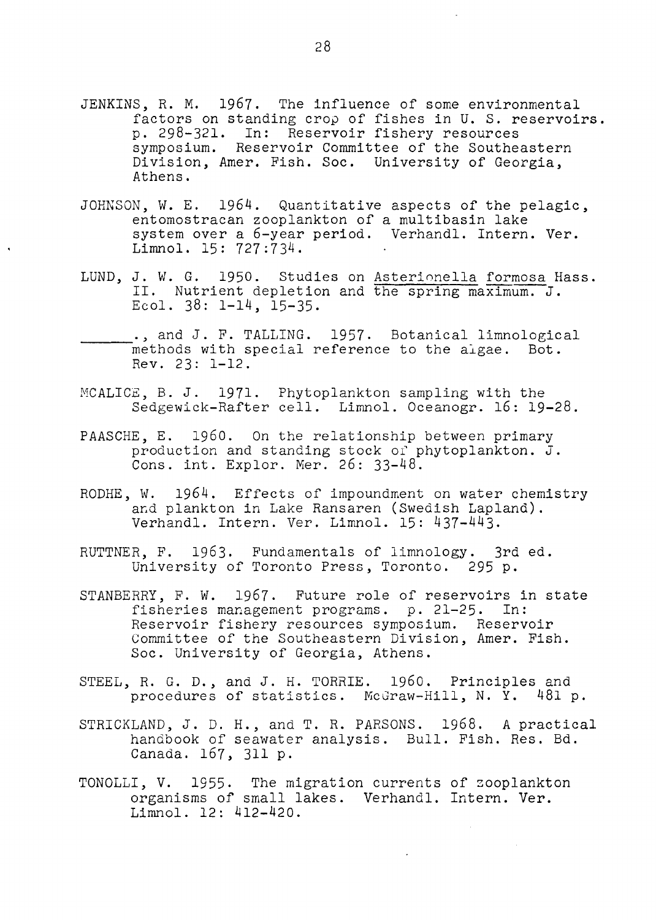JENKINS, R. M. 1967. The influence of some environmental factors on standing crop of fishes in U. S. reservoirs. p. 298-321. In: Reservoir fishery resources symposium. Reservoir Committee of the Southeastern Division, Amer. Fish. Soc. University of Georgia, Athens.

JOHNSON, W. E. 1964. Quantitative aspects of the pelagic, entomostracan zooplankton of a multibasin lake system over a 6-year period. Verhandl. Intern. Ver. Limnol. 15: 727:734.

LUND, J. W. G. 1950. Studies on Asterionella formosa Hass. II. Nutrient depletion and the spring maximum. J. Ecol. 38: 1-14, 15-35.

\_\_\_\_\_\_., and J. F. TALLING. 1957. Botanical limnological methods with special reference to the algae. Bot. Rev. 23: 1-12.

MCALICE, B. J. 1971. Phytoplankton sampling with the Sedgewick-Rafter cell. Limnol. Oceanogr. 16: 19-28.

PAASCHE, E. 1960. On the relationship between primary production and standing stock of phytoplankton. J. Cons. int. Explor. Mer. 26: 33-48.

RODHE, W. 1964. Effects of impoundment on water chemistry and plankton in Lake Ransaren (Swedish Lapland). Verhandl. Intern. Ver. Limnol. 15: 437-443.

RUTTNER, F. 1963. Fundamentals of limnology. 3rd ed. University of Toronto Press, Toronto. 295 p.

STANBERRY, F. W. 1967. Future role of reservoirs in state fisheries management programs. p. 21-25. In: Reservoir fishery resources symposium. Reservoir Committee of the Southeastern Division, Amer. Fish. Soc. University of Georgia, Athens.

STEEL, R. G. D., and J. H. TORRIE. 1960. Principles and procedures of statistics. McGraw-Hill, N. Y. 481 p.

STRICKLAND, J. D. H., and T. R. PARSONS. 1968. A practical handbook of seawater analysis. Bull. Fish. Res. Bd. Canada. 167, 311 p.

TONOLLI, V. 1955. The migration currents of zooplankton organisms of small lakes. Verhandl. Intern. Ver. Limnol. 12: 412-420.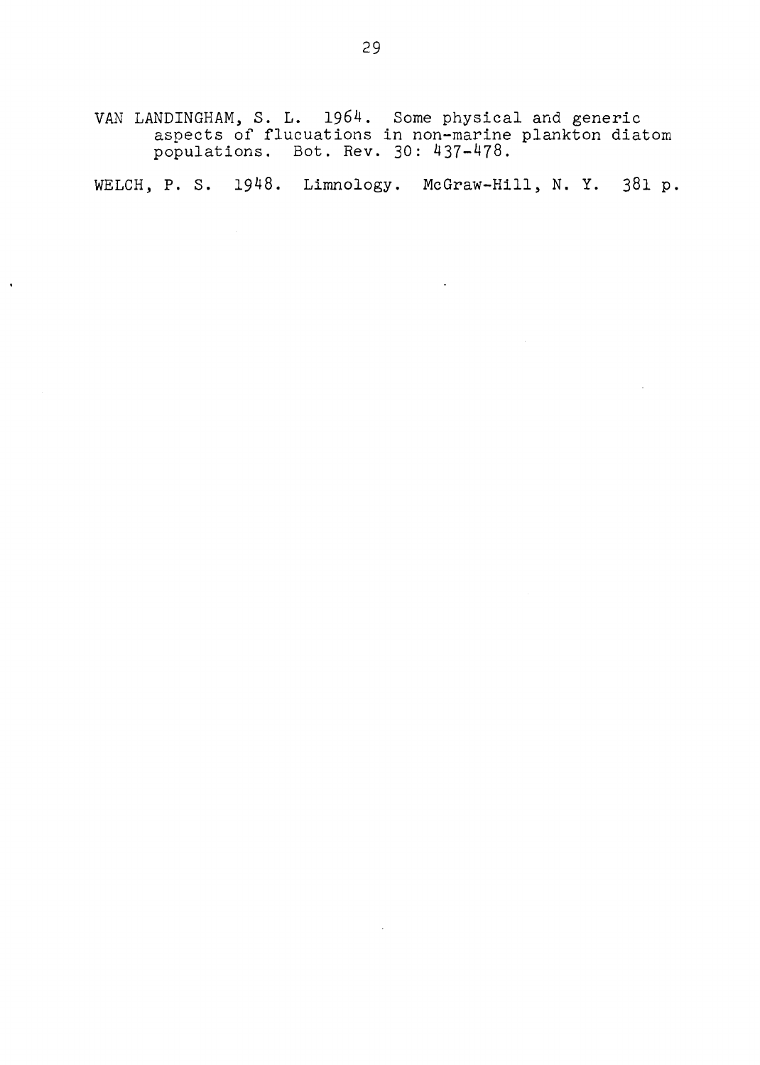VAN LANDINGHAM, S. L. 1964. Some physical and generic aspects of flucuations in non-marine plankton diatom populations. Bot. Rev. 30: 437-478.

WELCH, P. S. 1948. Limnology. McGraw-Hill, N. Y. 381 p.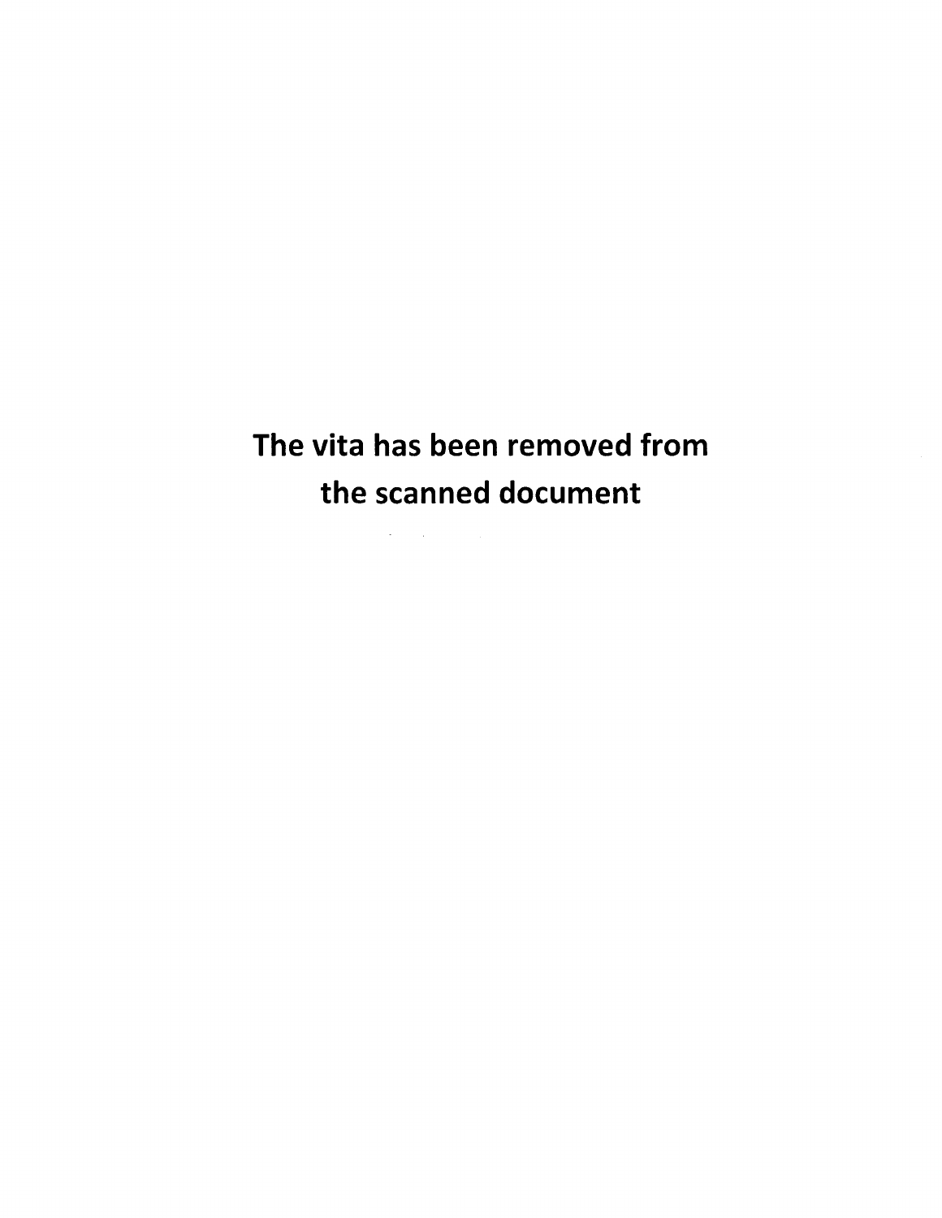**The vita has been removed from the scanned document**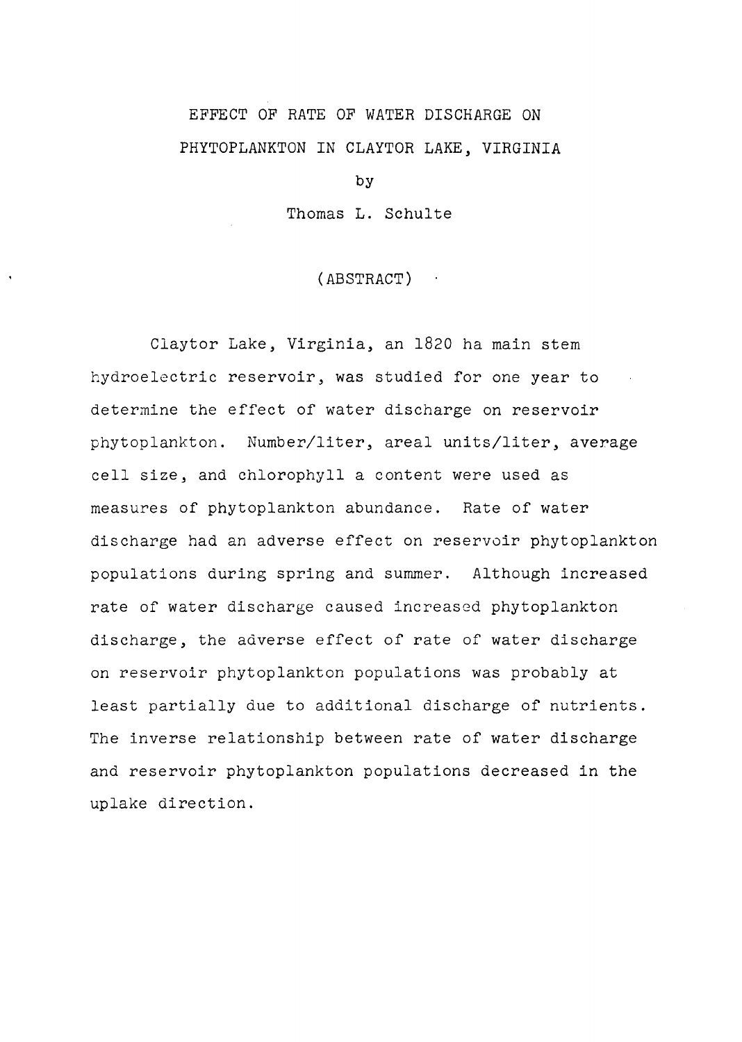# EFFECT OF RATE OF WATER DISCHARGE ON PHYTOPLANKTON IN CLAYTOR LAKE, VIRGINIA

by

Thomas L. Schulte

(ABSTRACT)

Claytor Lake, Virginia, an 1820 ha main stem hydroelectric reservoir, was studied for one year to determine the effect of water discharge on reservoir phytoplankton. Number/liter, areal units/liter, average cell size, and chlorophyll a content were used as measures of phytoplankton abundance. Rate of water discharge had an adverse effect on reservoir phytoplankton populations during spring and summer. Although increased rate of water discharge caused increased phytoplankton discharge, the adverse effect of rate of water discharge on reservoir phytoplankton populations was probably at least partially due to additional discharge of nutrients. The inverse relationship between rate of water discharge and reservoir phytoplankton populations decreased in the uplake direction.